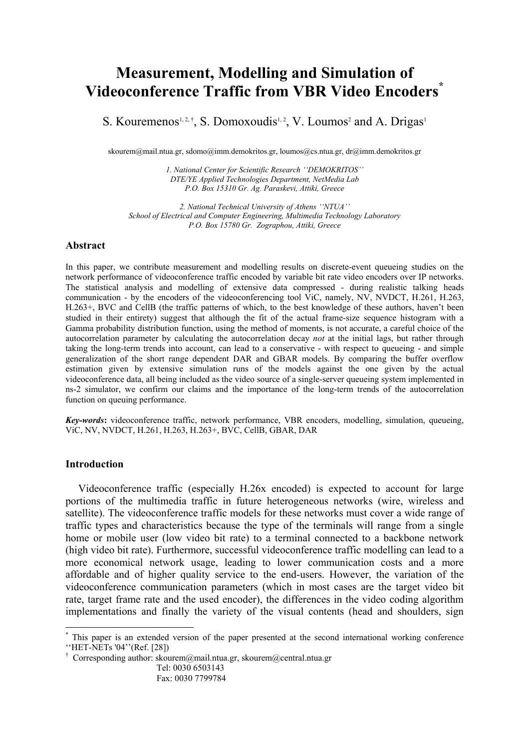# Measurement, Modelling and Simulation of Videoconference Traffic from VBR Video Encoders[*]

S. Kouremenos[1, 2, †], S. Domoxoudis[1, 2], V. Loumos[2] and A. Drigas[1]

skourem@mail.ntua.gr, sdomo@imm.demokritos.gr, loumos@cs.ntua.gr, dr@imm.demokritos.gr

*1. National Center for Scientific Research ''DEMOKRITOS''*
*DTE/YE Applied Technologies Department, NetMedia Lab*
*P.O. Box 15310 Gr. Ag. Paraskevi, Attiki, Greece*

*2. National Technical University of Athens ''NTUA''*
*School of Electrical and Computer Engineering, Multimedia Technology Laboratory*
*P.O. Box 15780 Gr. Zographou, Attiki, Greece*

### Abstract

In this paper, we contribute measurement and modelling results on discrete-event queueing studies on the network performance of videoconference traffic encoded by variable bit rate video encoders over IP networks. The statistical analysis and modelling of extensive data compressed - during realistic talking heads communication - by the encoders of the videoconferencing tool ViC, namely, NV, NVDCT, H.261, H.263, H.263+, BVC and CellB (the traffic patterns of which, to the best knowledge of these authors, haven't been studied in their entirety) suggest that although the fit of the actual frame-size sequence histogram with a Gamma probability distribution function, using the method of moments, is not accurate, a careful choice of the autocorrelation parameter by calculating the autocorrelation decay *not* at the initial lags, but rather through taking the long-term trends into account, can lead to a conservative - with respect to queueing - and simple generalization of the short range dependent DAR and GBAR models. By comparing the buffer overflow estimation given by extensive simulation runs of the models against the one given by the actual videoconference data, all being included as the video source of a single-server queueing system implemented in ns-2 simulator, we confirm our claims and the importance of the long-term trends of the autocorrelation function on queuing performance.

***Key-words***: videoconference traffic, network performance, VBR encoders, modelling, simulation, queueing, ViC, NV, NVDCT, H.261, H.263, H.263+, BVC, CellB, GBAR, DAR

### Introduction

Videoconference traffic (especially H.26x encoded) is expected to account for large portions of the multimedia traffic in future heterogeneous networks (wire, wireless and satellite). The videoconference traffic models for these networks must cover a wide range of traffic types and characteristics because the type of the terminals will range from a single home or mobile user (low video bit rate) to a terminal connected to a backbone network (high video bit rate). Furthermore, successful videoconference traffic modelling can lead to a more economical network usage, leading to lower communication costs and a more affordable and of higher quality service to the end-users. However, the variation of the videoconference communication parameters (which in most cases are the target video bit rate, target frame rate and the used encoder), the differences in the video coding algorithm implementations and finally the variety of the visual contents (head and shoulders, sign

---

[*] This paper is an extended version of the paper presented at the second international working conference ''HET-NETs '04''(Ref. [28])

[†] Corresponding author: skourem@mail.ntua.gr, skourem@central.ntua.gr
Tel: 0030 6503143
Fax: 0030 7799784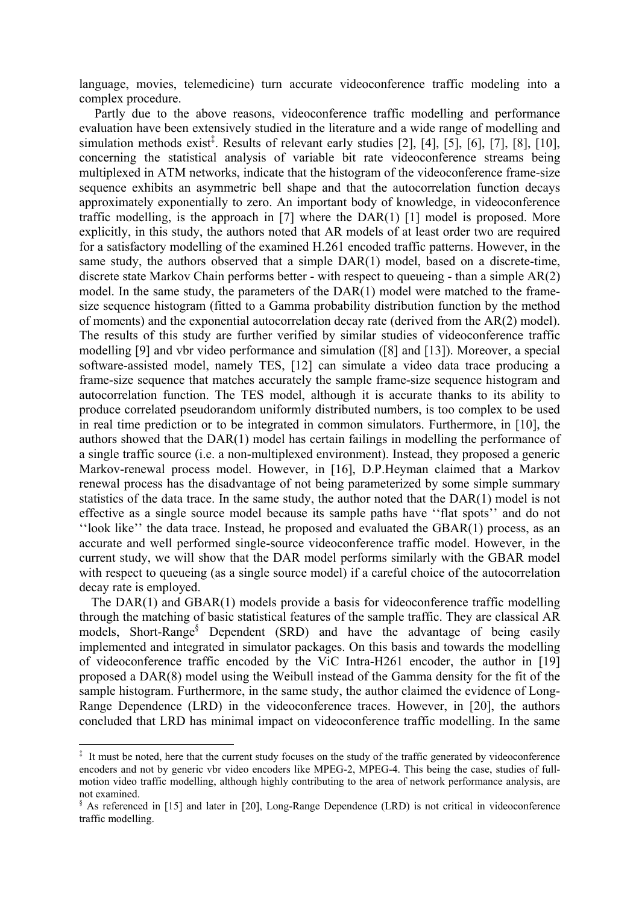language, movies, telemedicine) turn accurate videoconference traffic modeling into a complex procedure.

Partly due to the above reasons, videoconference traffic modelling and performance evaluation have been extensively studied in the literature and a wide range of modelling and simulation methods exist[‡]. Results of relevant early studies [2], [4], [5], [6], [7], [8], [10], concerning the statistical analysis of variable bit rate videoconference streams being multiplexed in ATM networks, indicate that the histogram of the videoconference frame-size sequence exhibits an asymmetric bell shape and that the autocorrelation function decays approximately exponentially to zero. An important body of knowledge, in videoconference traffic modelling, is the approach in [7] where the DAR(1) [1] model is proposed. More explicitly, in this study, the authors noted that AR models of at least order two are required for a satisfactory modelling of the examined H.261 encoded traffic patterns. However, in the same study, the authors observed that a simple DAR(1) model, based on a discrete-time, discrete state Markov Chain performs better - with respect to queueing - than a simple AR(2) model. In the same study, the parameters of the DAR(1) model were matched to the frame-size sequence histogram (fitted to a Gamma probability distribution function by the method of moments) and the exponential autocorrelation decay rate (derived from the AR(2) model). The results of this study are further verified by similar studies of videoconference traffic modelling [9] and vbr video performance and simulation ([8] and [13]). Moreover, a special software-assisted model, namely TES, [12] can simulate a video data trace producing a frame-size sequence that matches accurately the sample frame-size sequence histogram and autocorrelation function. The TES model, although it is accurate thanks to its ability to produce correlated pseudorandom uniformly distributed numbers, is too complex to be used in real time prediction or to be integrated in common simulators. Furthermore, in [10], the authors showed that the DAR(1) model has certain failings in modelling the performance of a single traffic source (i.e. a non-multiplexed environment). Instead, they proposed a generic Markov-renewal process model. However, in [16], D.P.Heyman claimed that a Markov renewal process has the disadvantage of not being parameterized by some simple summary statistics of the data trace. In the same study, the author noted that the DAR(1) model is not effective as a single source model because its sample paths have ''flat spots'' and do not ''look like'' the data trace. Instead, he proposed and evaluated the GBAR(1) process, as an accurate and well performed single-source videoconference traffic model. However, in the current study, we will show that the DAR model performs similarly with the GBAR model with respect to queueing (as a single source model) if a careful choice of the autocorrelation decay rate is employed.

The DAR(1) and GBAR(1) models provide a basis for videoconference traffic modelling through the matching of basic statistical features of the sample traffic. They are classical AR models, Short-Range[§] Dependent (SRD) and have the advantage of being easily implemented and integrated in simulator packages. On this basis and towards the modelling of videoconference traffic encoded by the ViC Intra-H261 encoder, the author in [19] proposed a DAR(8) model using the Weibull instead of the Gamma density for the fit of the sample histogram. Furthermore, in the same study, the author claimed the evidence of Long-Range Dependence (LRD) in the videoconference traces. However, in [20], the authors concluded that LRD has minimal impact on videoconference traffic modelling. In the same

---

[‡] It must be noted, here that the current study focuses on the study of the traffic generated by videoconference encoders and not by generic vbr video encoders like MPEG-2, MPEG-4. This being the case, studies of full-motion video traffic modelling, although highly contributing to the area of network performance analysis, are not examined.

[§] As referenced in [15] and later in [20], Long-Range Dependence (LRD) is not critical in videoconference traffic modelling.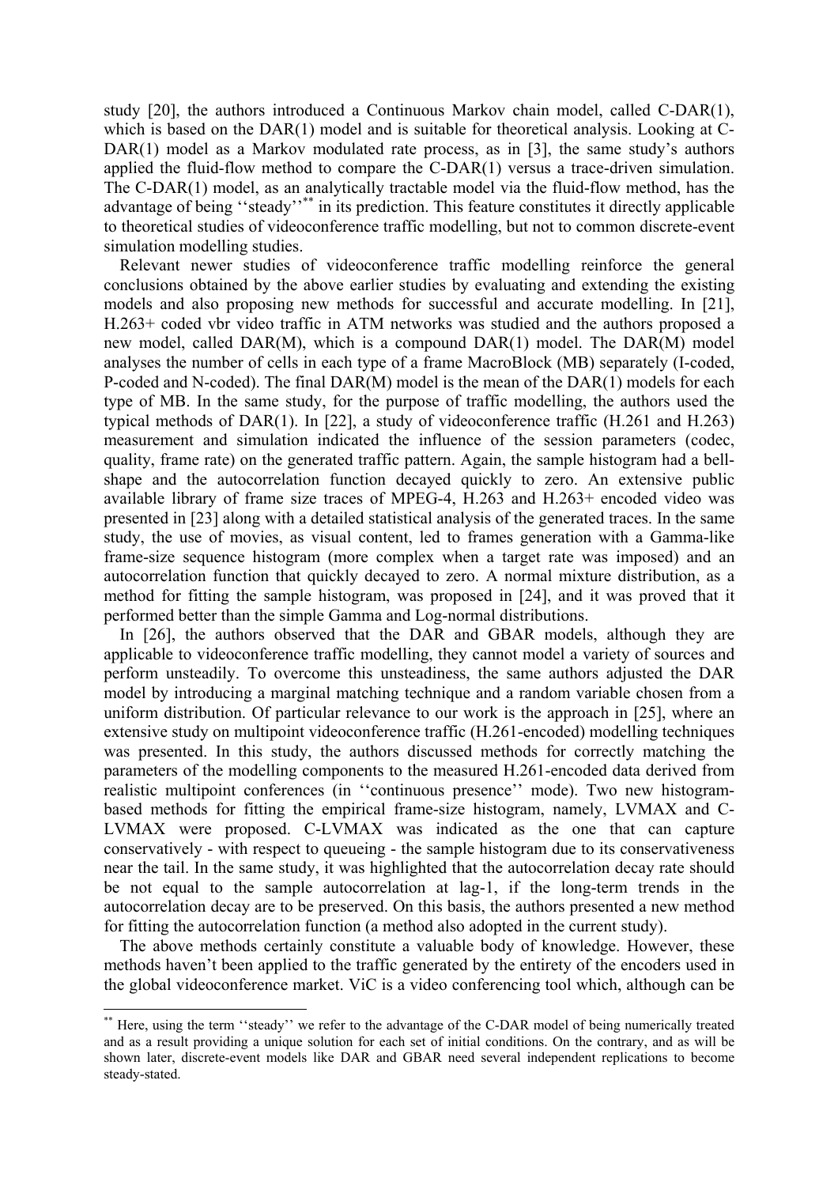study [20], the authors introduced a Continuous Markov chain model, called C-DAR(1), which is based on the DAR(1) model and is suitable for theoretical analysis. Looking at C-DAR(1) model as a Markov modulated rate process, as in [3], the same study's authors applied the fluid-flow method to compare the C-DAR(1) versus a trace-driven simulation. The C-DAR(1) model, as an analytically tractable model via the fluid-flow method, has the advantage of being ''steady''[**] in its prediction. This feature constitutes it directly applicable to theoretical studies of videoconference traffic modelling, but not to common discrete-event simulation modelling studies.

Relevant newer studies of videoconference traffic modelling reinforce the general conclusions obtained by the above earlier studies by evaluating and extending the existing models and also proposing new methods for successful and accurate modelling. In [21], H.263+ coded vbr video traffic in ATM networks was studied and the authors proposed a new model, called DAR(M), which is a compound DAR(1) model. The DAR(M) model analyses the number of cells in each type of a frame MacroBlock (MB) separately (I-coded, P-coded and N-coded). The final DAR(M) model is the mean of the DAR(1) models for each type of MB. In the same study, for the purpose of traffic modelling, the authors used the typical methods of DAR(1). In [22], a study of videoconference traffic (H.261 and H.263) measurement and simulation indicated the influence of the session parameters (codec, quality, frame rate) on the generated traffic pattern. Again, the sample histogram had a bell-shape and the autocorrelation function decayed quickly to zero. An extensive public available library of frame size traces of MPEG-4, H.263 and H.263+ encoded video was presented in [23] along with a detailed statistical analysis of the generated traces. In the same study, the use of movies, as visual content, led to frames generation with a Gamma-like frame-size sequence histogram (more complex when a target rate was imposed) and an autocorrelation function that quickly decayed to zero. A normal mixture distribution, as a method for fitting the sample histogram, was proposed in [24], and it was proved that it performed better than the simple Gamma and Log-normal distributions.

In [26], the authors observed that the DAR and GBAR models, although they are applicable to videoconference traffic modelling, they cannot model a variety of sources and perform unsteadily. To overcome this unsteadiness, the same authors adjusted the DAR model by introducing a marginal matching technique and a random variable chosen from a uniform distribution. Of particular relevance to our work is the approach in [25], where an extensive study on multipoint videoconference traffic (H.261-encoded) modelling techniques was presented. In this study, the authors discussed methods for correctly matching the parameters of the modelling components to the measured H.261-encoded data derived from realistic multipoint conferences (in ''continuous presence'' mode). Two new histogram-based methods for fitting the empirical frame-size histogram, namely, LVMAX and C-LVMAX were proposed. C-LVMAX was indicated as the one that can capture conservatively - with respect to queueing - the sample histogram due to its conservativeness near the tail. In the same study, it was highlighted that the autocorrelation decay rate should be not equal to the sample autocorrelation at lag-1, if the long-term trends in the autocorrelation decay are to be preserved. On this basis, the authors presented a new method for fitting the autocorrelation function (a method also adopted in the current study).

The above methods certainly constitute a valuable body of knowledge. However, these methods haven't been applied to the traffic generated by the entirety of the encoders used in the global videoconference market. ViC is a video conferencing tool which, although can be

[**] Here, using the term ''steady'' we refer to the advantage of the C-DAR model of being numerically treated and as a result providing a unique solution for each set of initial conditions. On the contrary, and as will be shown later, discrete-event models like DAR and GBAR need several independent replications to become steady-stated.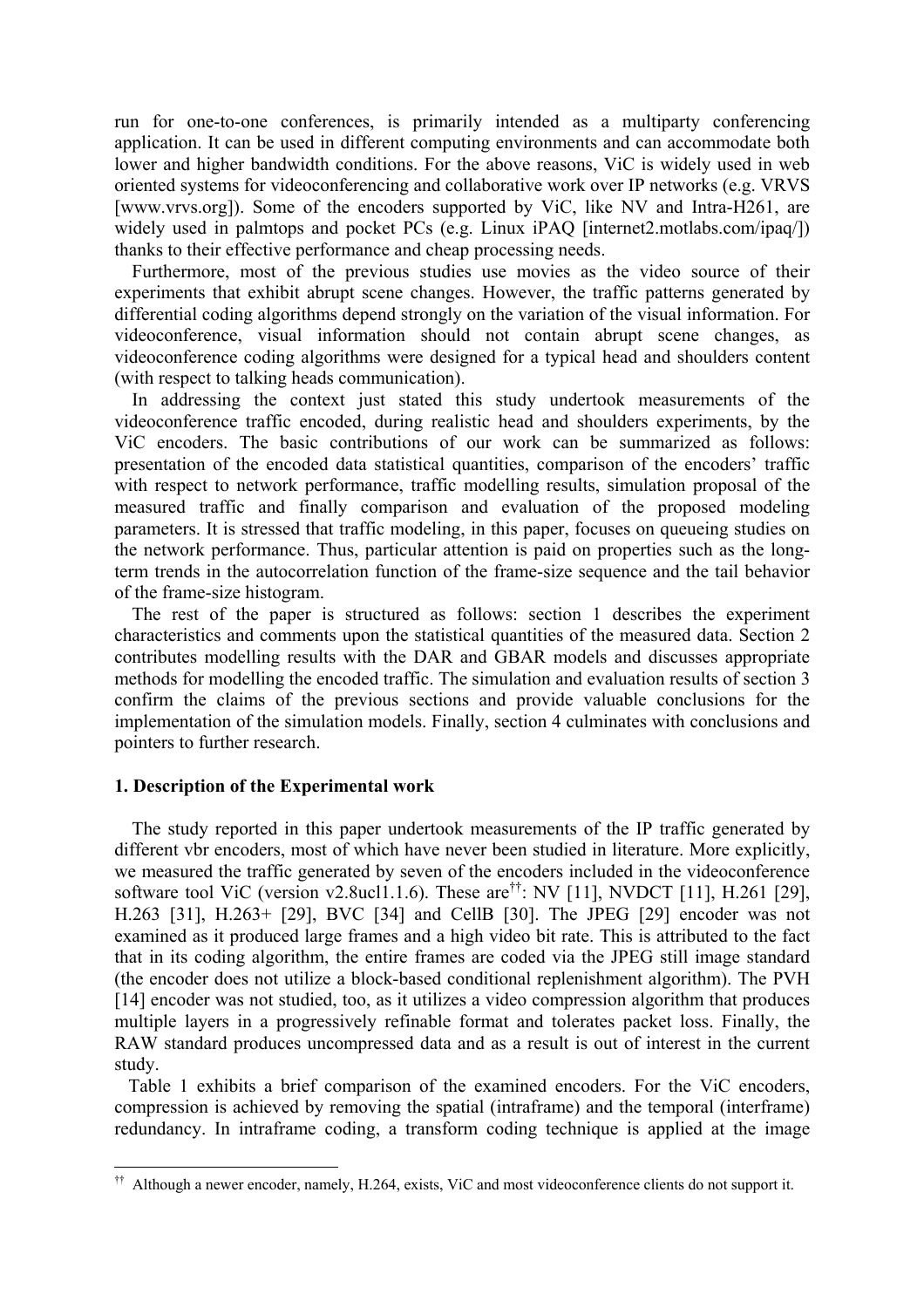run for one-to-one conferences, is primarily intended as a multiparty conferencing application. It can be used in different computing environments and can accommodate both lower and higher bandwidth conditions. For the above reasons, ViC is widely used in web oriented systems for videoconferencing and collaborative work over IP networks (e.g. VRVS [www.vrvs.org]). Some of the encoders supported by ViC, like NV and Intra-H261, are widely used in palmtops and pocket PCs (e.g. Linux iPAQ [internet2.motlabs.com/ipaq/]) thanks to their effective performance and cheap processing needs.

Furthermore, most of the previous studies use movies as the video source of their experiments that exhibit abrupt scene changes. However, the traffic patterns generated by differential coding algorithms depend strongly on the variation of the visual information. For videoconference, visual information should not contain abrupt scene changes, as videoconference coding algorithms were designed for a typical head and shoulders content (with respect to talking heads communication).

In addressing the context just stated this study undertook measurements of the videoconference traffic encoded, during realistic head and shoulders experiments, by the ViC encoders. The basic contributions of our work can be summarized as follows: presentation of the encoded data statistical quantities, comparison of the encoders' traffic with respect to network performance, traffic modelling results, simulation proposal of the measured traffic and finally comparison and evaluation of the proposed modeling parameters. It is stressed that traffic modeling, in this paper, focuses on queueing studies on the network performance. Thus, particular attention is paid on properties such as the long-term trends in the autocorrelation function of the frame-size sequence and the tail behavior of the frame-size histogram.

The rest of the paper is structured as follows: section 1 describes the experiment characteristics and comments upon the statistical quantities of the measured data. Section 2 contributes modelling results with the DAR and GBAR models and discusses appropriate methods for modelling the encoded traffic. The simulation and evaluation results of section 3 confirm the claims of the previous sections and provide valuable conclusions for the implementation of the simulation models. Finally, section 4 culminates with conclusions and pointers to further research.

## 1. Description of the Experimental work

The study reported in this paper undertook measurements of the IP traffic generated by different vbr encoders, most of which have never been studied in literature. More explicitly, we measured the traffic generated by seven of the encoders included in the videoconference software tool ViC (version v2.8ucl1.1.6). These are[††]: NV [11], NVDCT [11], H.261 [29], H.263 [31], H.263+ [29], BVC [34] and CellB [30]. The JPEG [29] encoder was not examined as it produced large frames and a high video bit rate. This is attributed to the fact that in its coding algorithm, the entire frames are coded via the JPEG still image standard (the encoder does not utilize a block-based conditional replenishment algorithm). The PVH [14] encoder was not studied, too, as it utilizes a video compression algorithm that produces multiple layers in a progressively refinable format and tolerates packet loss. Finally, the RAW standard produces uncompressed data and as a result is out of interest in the current study.

Table 1 exhibits a brief comparison of the examined encoders. For the ViC encoders, compression is achieved by removing the spatial (intraframe) and the temporal (interframe) redundancy. In intraframe coding, a transform coding technique is applied at the image

[††] Although a newer encoder, namely, H.264, exists, ViC and most videoconference clients do not support it.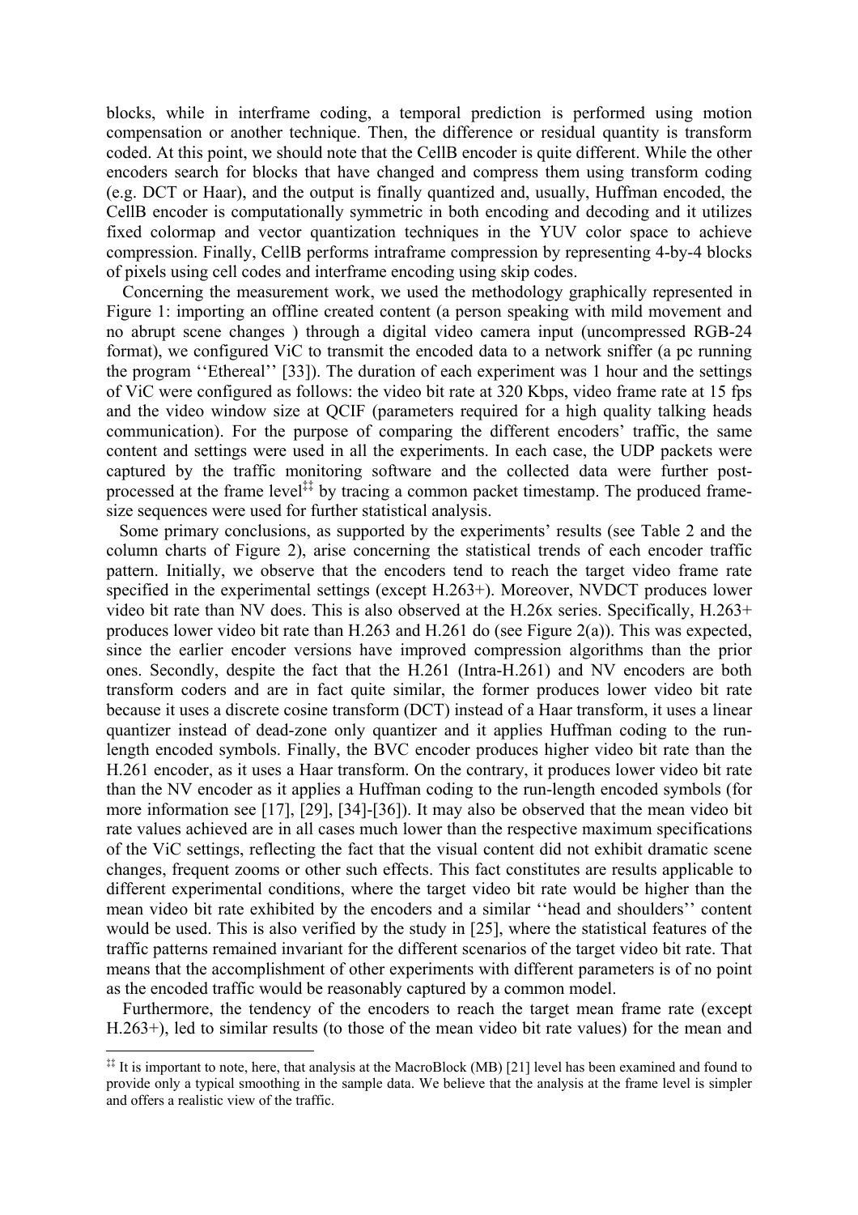blocks, while in interframe coding, a temporal prediction is performed using motion compensation or another technique. Then, the difference or residual quantity is transform coded. At this point, we should note that the CellB encoder is quite different. While the other encoders search for blocks that have changed and compress them using transform coding (e.g. DCT or Haar), and the output is finally quantized and, usually, Huffman encoded, the CellB encoder is computationally symmetric in both encoding and decoding and it utilizes fixed colormap and vector quantization techniques in the YUV color space to achieve compression. Finally, CellB performs intraframe compression by representing 4-by-4 blocks of pixels using cell codes and interframe encoding using skip codes.

Concerning the measurement work, we used the methodology graphically represented in Figure 1: importing an offline created content (a person speaking with mild movement and no abrupt scene changes ) through a digital video camera input (uncompressed RGB-24 format), we configured ViC to transmit the encoded data to a network sniffer (a pc running the program ''Ethereal'' [33]). The duration of each experiment was 1 hour and the settings of ViC were configured as follows: the video bit rate at 320 Kbps, video frame rate at 15 fps and the video window size at QCIF (parameters required for a high quality talking heads communication). For the purpose of comparing the different encoders' traffic, the same content and settings were used in all the experiments. In each case, the UDP packets were captured by the traffic monitoring software and the collected data were further post-processed at the frame level[‡‡] by tracing a common packet timestamp. The produced frame-size sequences were used for further statistical analysis.

Some primary conclusions, as supported by the experiments' results (see Table 2 and the column charts of Figure 2), arise concerning the statistical trends of each encoder traffic pattern. Initially, we observe that the encoders tend to reach the target video frame rate specified in the experimental settings (except H.263+). Moreover, NVDCT produces lower video bit rate than NV does. This is also observed at the H.26x series. Specifically, H.263+ produces lower video bit rate than H.263 and H.261 do (see Figure 2(a)). This was expected, since the earlier encoder versions have improved compression algorithms than the prior ones. Secondly, despite the fact that the H.261 (Intra-H.261) and NV encoders are both transform coders and are in fact quite similar, the former produces lower video bit rate because it uses a discrete cosine transform (DCT) instead of a Haar transform, it uses a linear quantizer instead of dead-zone only quantizer and it applies Huffman coding to the run-length encoded symbols. Finally, the BVC encoder produces higher video bit rate than the H.261 encoder, as it uses a Haar transform. On the contrary, it produces lower video bit rate than the NV encoder as it applies a Huffman coding to the run-length encoded symbols (for more information see [17], [29], [34]-[36]). It may also be observed that the mean video bit rate values achieved are in all cases much lower than the respective maximum specifications of the ViC settings, reflecting the fact that the visual content did not exhibit dramatic scene changes, frequent zooms or other such effects. This fact constitutes are results applicable to different experimental conditions, where the target video bit rate would be higher than the mean video bit rate exhibited by the encoders and a similar ''head and shoulders'' content would be used. This is also verified by the study in [25], where the statistical features of the traffic patterns remained invariant for the different scenarios of the target video bit rate. That means that the accomplishment of other experiments with different parameters is of no point as the encoded traffic would be reasonably captured by a common model.

Furthermore, the tendency of the encoders to reach the target mean frame rate (except H.263+), led to similar results (to those of the mean video bit rate values) for the mean and

---

[‡‡] It is important to note, here, that analysis at the MacroBlock (MB) [21] level has been examined and found to provide only a typical smoothing in the sample data. We believe that the analysis at the frame level is simpler and offers a realistic view of the traffic.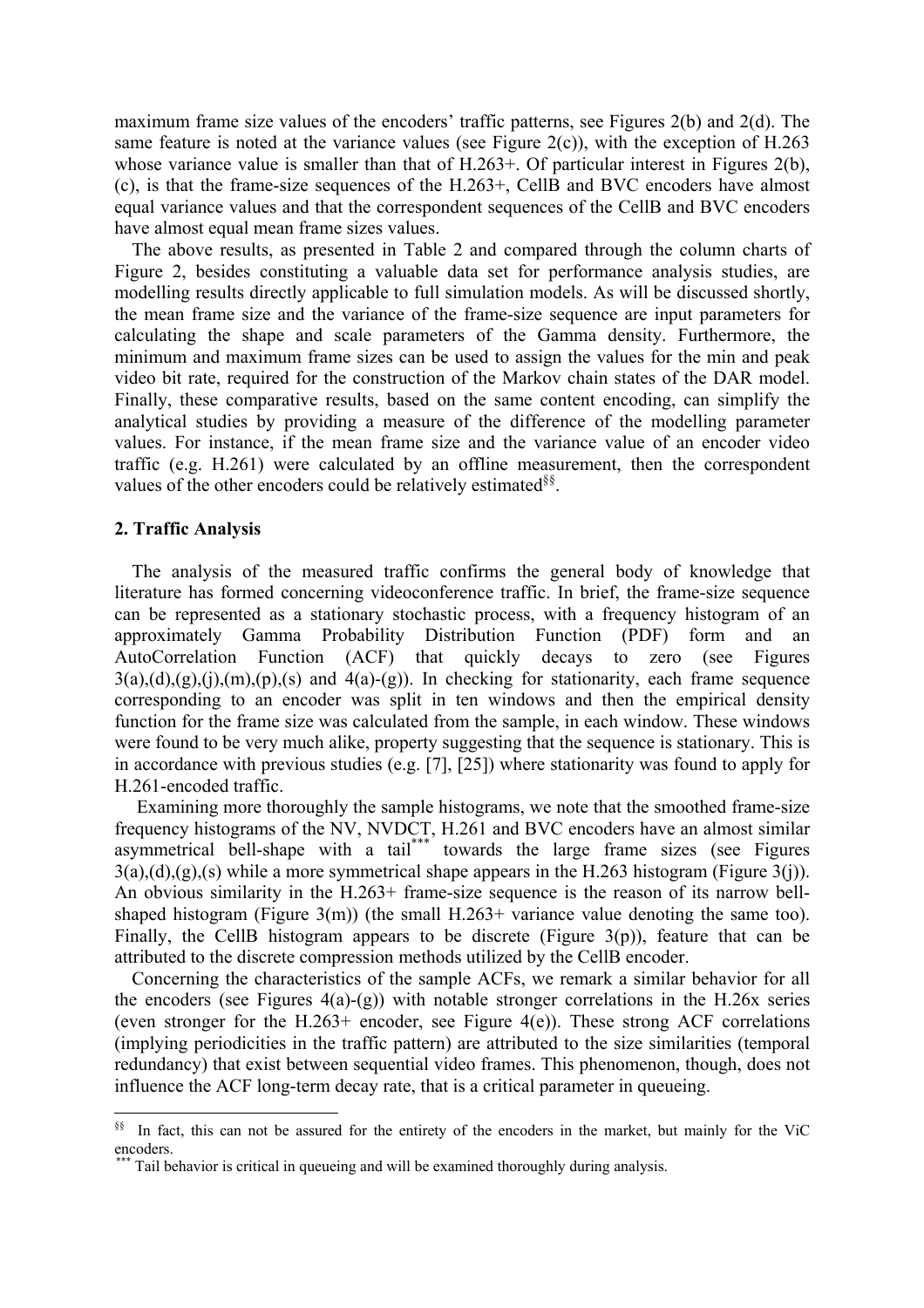maximum frame size values of the encoders' traffic patterns, see Figures 2(b) and 2(d). The same feature is noted at the variance values (see Figure 2(c)), with the exception of H.263 whose variance value is smaller than that of H.263+. Of particular interest in Figures 2(b), (c), is that the frame-size sequences of the H.263+, CellB and BVC encoders have almost equal variance values and that the correspondent sequences of the CellB and BVC encoders have almost equal mean frame sizes values.

The above results, as presented in Table 2 and compared through the column charts of Figure 2, besides constituting a valuable data set for performance analysis studies, are modelling results directly applicable to full simulation models. As will be discussed shortly, the mean frame size and the variance of the frame-size sequence are input parameters for calculating the shape and scale parameters of the Gamma density. Furthermore, the minimum and maximum frame sizes can be used to assign the values for the min and peak video bit rate, required for the construction of the Markov chain states of the DAR model. Finally, these comparative results, based on the same content encoding, can simplify the analytical studies by providing a measure of the difference of the modelling parameter values. For instance, if the mean frame size and the variance value of an encoder video traffic (e.g. H.261) were calculated by an offline measurement, then the correspondent values of the other encoders could be relatively estimated[§§].

**2. Traffic Analysis**

The analysis of the measured traffic confirms the general body of knowledge that literature has formed concerning videoconference traffic. In brief, the frame-size sequence can be represented as a stationary stochastic process, with a frequency histogram of an approximately Gamma Probability Distribution Function (PDF) form and an AutoCorrelation Function (ACF) that quickly decays to zero (see Figures 3(a),(d),(g),(j),(m),(p),(s) and 4(a)-(g)). In checking for stationarity, each frame sequence corresponding to an encoder was split in ten windows and then the empirical density function for the frame size was calculated from the sample, in each window. These windows were found to be very much alike, property suggesting that the sequence is stationary. This is in accordance with previous studies (e.g. [7], [25]) where stationarity was found to apply for H.261-encoded traffic.

Examining more thoroughly the sample histograms, we note that the smoothed frame-size frequency histograms of the NV, NVDCT, H.261 and BVC encoders have an almost similar asymmetrical bell-shape with a tail[***] towards the large frame sizes (see Figures 3(a),(d),(g),(s) while a more symmetrical shape appears in the H.263 histogram (Figure 3(j)). An obvious similarity in the H.263+ frame-size sequence is the reason of its narrow bell-shaped histogram (Figure 3(m)) (the small H.263+ variance value denoting the same too). Finally, the CellB histogram appears to be discrete (Figure 3(p)), feature that can be attributed to the discrete compression methods utilized by the CellB encoder.

Concerning the characteristics of the sample ACFs, we remark a similar behavior for all the encoders (see Figures 4(a)-(g)) with notable stronger correlations in the H.26x series (even stronger for the H.263+ encoder, see Figure 4(e)). These strong ACF correlations (implying periodicities in the traffic pattern) are attributed to the size similarities (temporal redundancy) that exist between sequential video frames. This phenomenon, though, does not influence the ACF long-term decay rate, that is a critical parameter in queueing.

---

[§§] In fact, this can not be assured for the entirety of the encoders in the market, but mainly for the ViC encoders.

[***] Tail behavior is critical in queueing and will be examined thoroughly during analysis.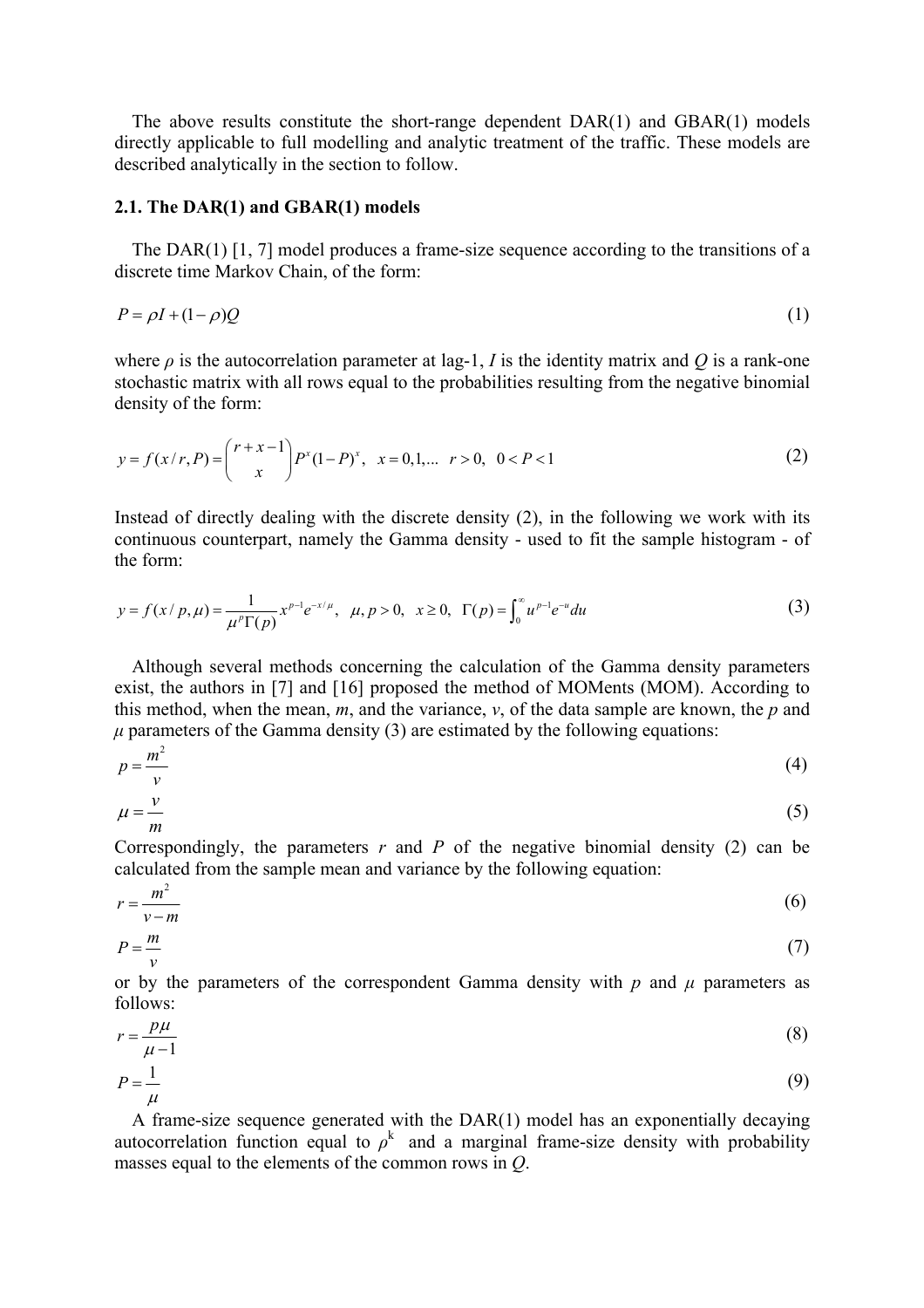The above results constitute the short-range dependent DAR(1) and GBAR(1) models directly applicable to full modelling and analytic treatment of the traffic. These models are described analytically in the section to follow.

### 2.1. The DAR(1) and GBAR(1) models

The DAR(1) [1, 7] model produces a frame-size sequence according to the transitions of a discrete time Markov Chain, of the form:

$$P = \rho I + (1-\rho)Q \tag{1}$$

where $\rho$ is the autocorrelation parameter at lag-1, $I$ is the identity matrix and $Q$ is a rank-one stochastic matrix with all rows equal to the probabilities resulting from the negative binomial density of the form:

$$y = f(x/r,P) = \binom{r+x-1}{x} P^{x}(1-P)^{x}, \quad x = 0,1,... \quad r > 0, \quad 0 < P < 1 \tag{2}$$

Instead of directly dealing with the discrete density (2), in the following we work with its continuous counterpart, namely the Gamma density - used to fit the sample histogram - of the form:

$$y = f(x/p,\mu) = \frac{1}{\mu^{p}\Gamma(p)} x^{p-1}e^{-x/\mu}, \quad \mu, p > 0, \quad x \geq 0, \quad \Gamma(p) = \int_{0}^{\infty} u^{p-1}e^{-u}du \tag{3}$$

Although several methods concerning the calculation of the Gamma density parameters exist, the authors in [7] and [16] proposed the method of MOMents (MOM). According to this method, when the mean, $m$, and the variance, $v$, of the data sample are known, the $p$ and $\mu$ parameters of the Gamma density (3) are estimated by the following equations:

$$p = \frac{m^2}{v} \tag{4}$$

$$\mu = \frac{v}{m} \tag{5}$$

Correspondingly, the parameters $r$ and $P$ of the negative binomial density (2) can be calculated from the sample mean and variance by the following equation:

$$r = \frac{m^2}{v-m} \tag{6}$$

$$P = \frac{m}{v} \tag{7}$$

or by the parameters of the correspondent Gamma density with $p$ and $\mu$ parameters as follows:

$$r = \frac{p\mu}{\mu - 1} \tag{8}$$

$$P = \frac{1}{\mu} \tag{9}$$

A frame-size sequence generated with the DAR(1) model has an exponentially decaying autocorrelation function equal to $\rho^{k}$ and a marginal frame-size density with probability masses equal to the elements of the common rows in $Q$.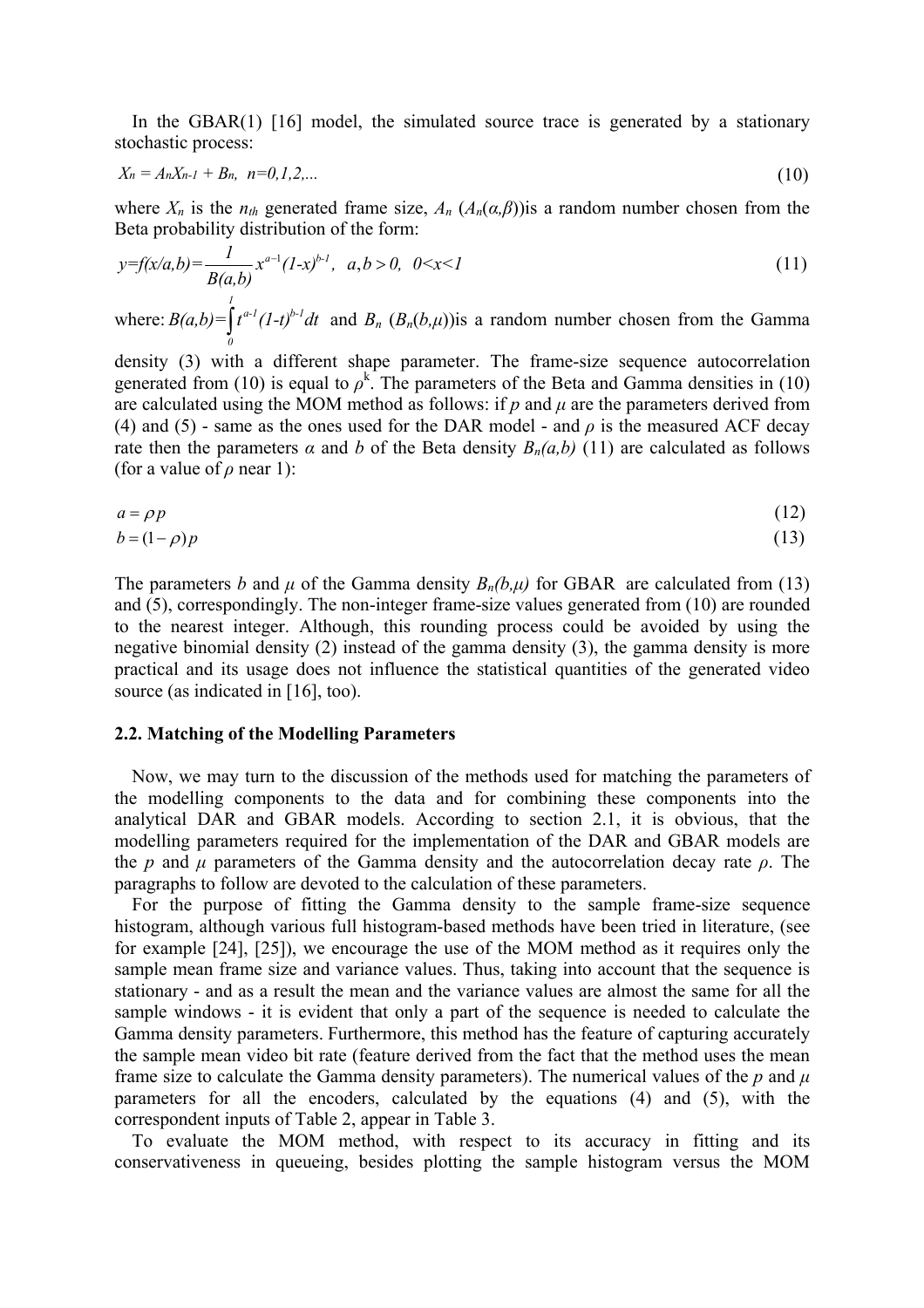In the GBAR(1) [16] model, the simulated source trace is generated by a stationary stochastic process:

$$X_n = A_n X_{n-1} + B_n, \;\; n=0,1,2,... \tag{10}$$

where $X_n$ is the $n_{th}$ generated frame size, $A_n$ ($A_n(\alpha,\beta)$)is a random number chosen from the Beta probability distribution of the form:

$$y=f(x/a,b)=\frac{1}{B(a,b)}x^{a-1}(1-x)^{b-1}, \;\; a,b>0, \;\; 0<x<1 \tag{11}$$

where: $B(a,b)=\int_0^1 t^{a-1}(1-t)^{b-1}dt$ and $B_n$ ($B_n(b,\mu)$)is a random number chosen from the Gamma density (3) with a different shape parameter. The frame-size sequence autocorrelation generated from (10) is equal to $\rho^k$. The parameters of the Beta and Gamma densities in (10) are calculated using the MOM method as follows: if $p$ and $\mu$ are the parameters derived from (4) and (5) - same as the ones used for the DAR model - and $\rho$ is the measured ACF decay rate then the parameters $\alpha$ and $b$ of the Beta density $B_n(a,b)$ (11) are calculated as follows (for a value of $\rho$ near 1):

$$a = \rho p \tag{12}$$

$$b = (1-\rho)p \tag{13}$$

The parameters $b$ and $\mu$ of the Gamma density $B_n(b,\mu)$ for GBAR are calculated from (13) and (5), correspondingly. The non-integer frame-size values generated from (10) are rounded to the nearest integer. Although, this rounding process could be avoided by using the negative binomial density (2) instead of the gamma density (3), the gamma density is more practical and its usage does not influence the statistical quantities of the generated video source (as indicated in [16], too).

### 2.2. Matching of the Modelling Parameters

Now, we may turn to the discussion of the methods used for matching the parameters of the modelling components to the data and for combining these components into the analytical DAR and GBAR models. According to section 2.1, it is obvious, that the modelling parameters required for the implementation of the DAR and GBAR models are the $p$ and $\mu$ parameters of the Gamma density and the autocorrelation decay rate $\rho$. The paragraphs to follow are devoted to the calculation of these parameters.

For the purpose of fitting the Gamma density to the sample frame-size sequence histogram, although various full histogram-based methods have been tried in literature, (see for example [24], [25]), we encourage the use of the MOM method as it requires only the sample mean frame size and variance values. Thus, taking into account that the sequence is stationary - and as a result the mean and the variance values are almost the same for all the sample windows - it is evident that only a part of the sequence is needed to calculate the Gamma density parameters. Furthermore, this method has the feature of capturing accurately the sample mean video bit rate (feature derived from the fact that the method uses the mean frame size to calculate the Gamma density parameters). The numerical values of the $p$ and $\mu$ parameters for all the encoders, calculated by the equations (4) and (5), with the correspondent inputs of Table 2, appear in Table 3.

To evaluate the MOM method, with respect to its accuracy in fitting and its conservativeness in queueing, besides plotting the sample histogram versus the MOM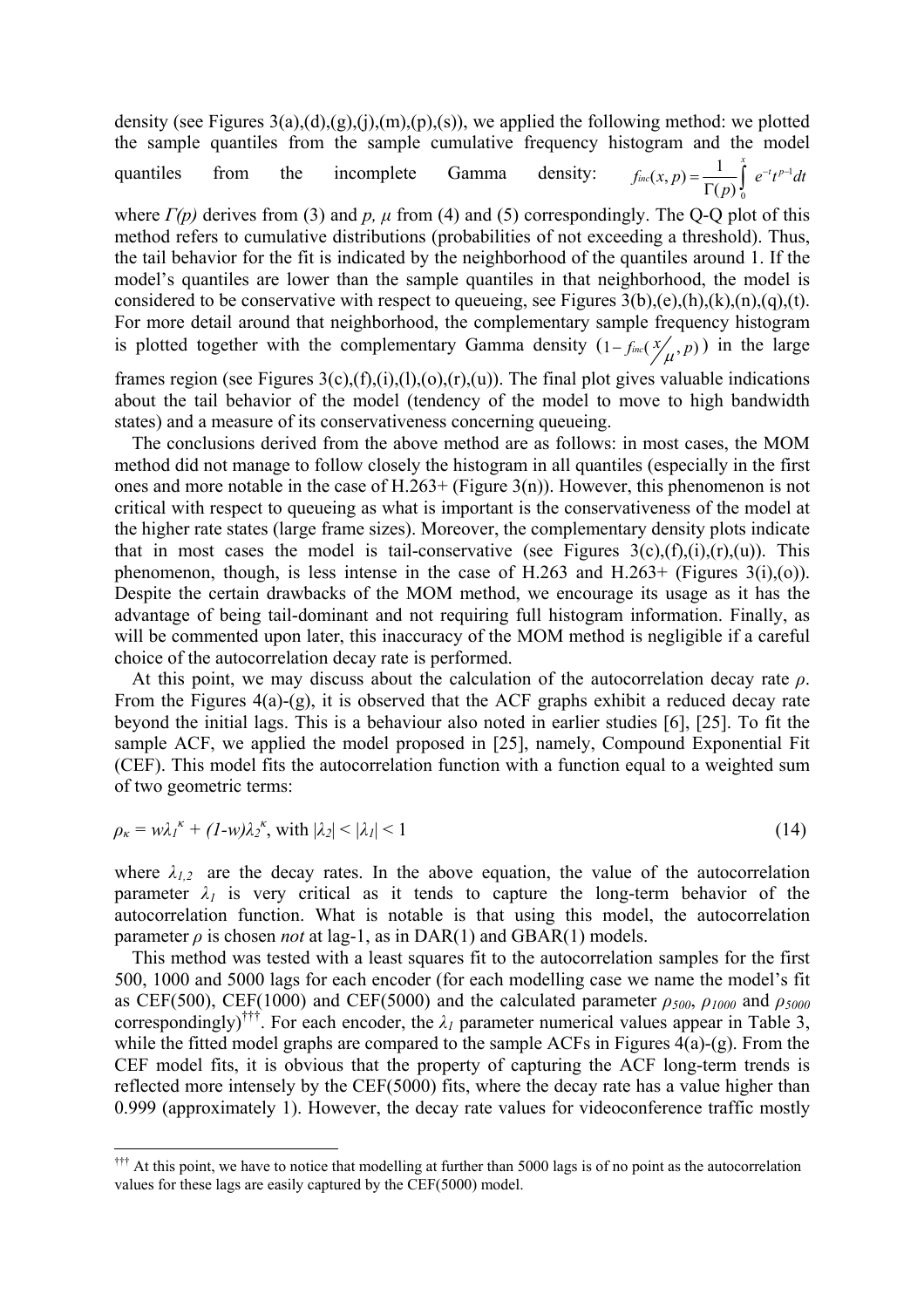density (see Figures 3(a),(d),(g),(j),(m),(p),(s)), we applied the following method: we plotted the sample quantiles from the sample cumulative frequency histogram and the model quantiles from the incomplete Gamma density: $f_{inc}(x,p) = \frac{1}{\Gamma(p)} \int_0^x e^{-t} t^{p-1} dt$

where $\Gamma(p)$ derives from (3) and $p$, $\mu$ from (4) and (5) correspondingly. The Q-Q plot of this method refers to cumulative distributions (probabilities of not exceeding a threshold). Thus, the tail behavior for the fit is indicated by the neighborhood of the quantiles around 1. If the model's quantiles are lower than the sample quantiles in that neighborhood, the model is considered to be conservative with respect to queueing, see Figures 3(b),(e),(h),(k),(n),(q),(t). For more detail around that neighborhood, the complementary sample frequency histogram is plotted together with the complementary Gamma density $(1 - f_{inc}(x/\mu, p))$ in the large frames region (see Figures 3(c),(f),(i),(l),(o),(r),(u)). The final plot gives valuable indications about the tail behavior of the model (tendency of the model to move to high bandwidth states) and a measure of its conservativeness concerning queueing.

The conclusions derived from the above method are as follows: in most cases, the MOM method did not manage to follow closely the histogram in all quantiles (especially in the first ones and more notable in the case of H.263+ (Figure 3(n)). However, this phenomenon is not critical with respect to queueing as what is important is the conservativeness of the model at the higher rate states (large frame sizes). Moreover, the complementary density plots indicate that in most cases the model is tail-conservative (see Figures 3(c),(f),(i),(r),(u)). This phenomenon, though, is less intense in the case of H.263 and H.263+ (Figures 3(i),(o)). Despite the certain drawbacks of the MOM method, we encourage its usage as it has the advantage of being tail-dominant and not requiring full histogram information. Finally, as will be commented upon later, this inaccuracy of the MOM method is negligible if a careful choice of the autocorrelation decay rate is performed.

At this point, we may discuss about the calculation of the autocorrelation decay rate $\rho$. From the Figures 4(a)-(g), it is observed that the ACF graphs exhibit a reduced decay rate beyond the initial lags. This is a behaviour also noted in earlier studies [6], [25]. To fit the sample ACF, we applied the model proposed in [25], namely, Compound Exponential Fit (CEF). This model fits the autocorrelation function with a function equal to a weighted sum of two geometric terms:

$$\rho_\kappa = w\lambda_1^{\kappa} + (1-w)\lambda_2^{\kappa}, \text{ with } |\lambda_2| < |\lambda_1| < 1 \tag{14}$$

where $\lambda_{1,2}$ are the decay rates. In the above equation, the value of the autocorrelation parameter $\lambda_1$ is very critical as it tends to capture the long-term behavior of the autocorrelation function. What is notable is that using this model, the autocorrelation parameter $\rho$ is chosen *not* at lag-1, as in DAR(1) and GBAR(1) models.

This method was tested with a least squares fit to the autocorrelation samples for the first 500, 1000 and 5000 lags for each encoder (for each modelling case we name the model's fit as CEF(500), CEF(1000) and CEF(5000) and the calculated parameter $\rho_{500}$, $\rho_{1000}$ and $\rho_{5000}$ correspondingly)[†††]. For each encoder, the $\lambda_1$ parameter numerical values appear in Table 3, while the fitted model graphs are compared to the sample ACFs in Figures 4(a)-(g). From the CEF model fits, it is obvious that the property of capturing the ACF long-term trends is reflected more intensely by the CEF(5000) fits, where the decay rate has a value higher than 0.999 (approximately 1). However, the decay rate values for videoconference traffic mostly

[†††] At this point, we have to notice that modelling at further than 5000 lags is of no point as the autocorrelation values for these lags are easily captured by the CEF(5000) model.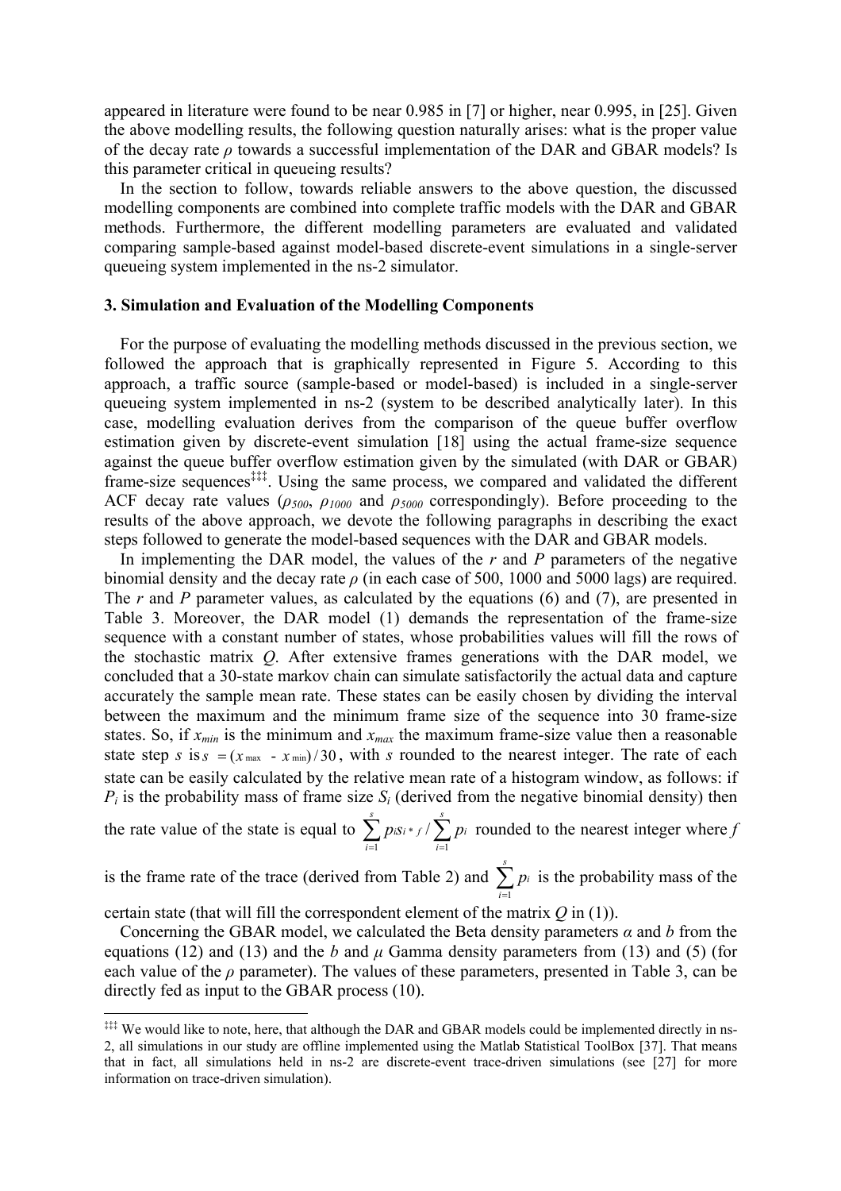appeared in literature were found to be near 0.985 in [7] or higher, near 0.995, in [25]. Given the above modelling results, the following question naturally arises: what is the proper value of the decay rate $\rho$ towards a successful implementation of the DAR and GBAR models? Is this parameter critical in queueing results?

In the section to follow, towards reliable answers to the above question, the discussed modelling components are combined into complete traffic models with the DAR and GBAR methods. Furthermore, the different modelling parameters are evaluated and validated comparing sample-based against model-based discrete-event simulations in a single-server queueing system implemented in the ns-2 simulator.

### 3. Simulation and Evaluation of the Modelling Components

For the purpose of evaluating the modelling methods discussed in the previous section, we followed the approach that is graphically represented in Figure 5. According to this approach, a traffic source (sample-based or model-based) is included in a single-server queueing system implemented in ns-2 (system to be described analytically later). In this case, modelling evaluation derives from the comparison of the queue buffer overflow estimation given by discrete-event simulation [18] using the actual frame-size sequence against the queue buffer overflow estimation given by the simulated (with DAR or GBAR) frame-size sequences[‡‡‡]. Using the same process, we compared and validated the different ACF decay rate values ($\rho_{500}$, $\rho_{1000}$ and $\rho_{5000}$ correspondingly). Before proceeding to the results of the above approach, we devote the following paragraphs in describing the exact steps followed to generate the model-based sequences with the DAR and GBAR models.

In implementing the DAR model, the values of the $r$ and $P$ parameters of the negative binomial density and the decay rate $\rho$ (in each case of 500, 1000 and 5000 lags) are required. The $r$ and $P$ parameter values, as calculated by the equations (6) and (7), are presented in Table 3. Moreover, the DAR model (1) demands the representation of the frame-size sequence with a constant number of states, whose probabilities values will fill the rows of the stochastic matrix $Q$. After extensive frames generations with the DAR model, we concluded that a 30-state markov chain can simulate satisfactorily the actual data and capture accurately the sample mean rate. These states can be easily chosen by dividing the interval between the maximum and the minimum frame size of the sequence into 30 frame-size states. So, if $x_{min}$ is the minimum and $x_{max}$ the maximum frame-size value then a reasonable state step $s$ is $s = (x_{\max} - x_{\min})/30$, with $s$ rounded to the nearest integer. The rate of each state can be easily calculated by the relative mean rate of a histogram window, as follows: if $P_i$ is the probability mass of frame size $S_i$ (derived from the negative binomial density) then the rate value of the state is equal to $\sum_{i=1}^{s} p_i s_i * f / \sum_{i=1}^{s} p_i$ rounded to the nearest integer where $f$ is the frame rate of the trace (derived from Table 2) and $\sum_{i=1}^{s} p_i$ is the probability mass of the certain state (that will fill the correspondent element of the matrix $Q$ in (1)).

Concerning the GBAR model, we calculated the Beta density parameters $\alpha$ and $b$ from the equations (12) and (13) and the $b$ and $\mu$ Gamma density parameters from (13) and (5) (for each value of the $\rho$ parameter). The values of these parameters, presented in Table 3, can be directly fed as input to the GBAR process (10).

[‡‡‡] We would like to note, here, that although the DAR and GBAR models could be implemented directly in ns-2, all simulations in our study are offline implemented using the Matlab Statistical ToolBox [37]. That means that in fact, all simulations held in ns-2 are discrete-event trace-driven simulations (see [27] for more information on trace-driven simulation).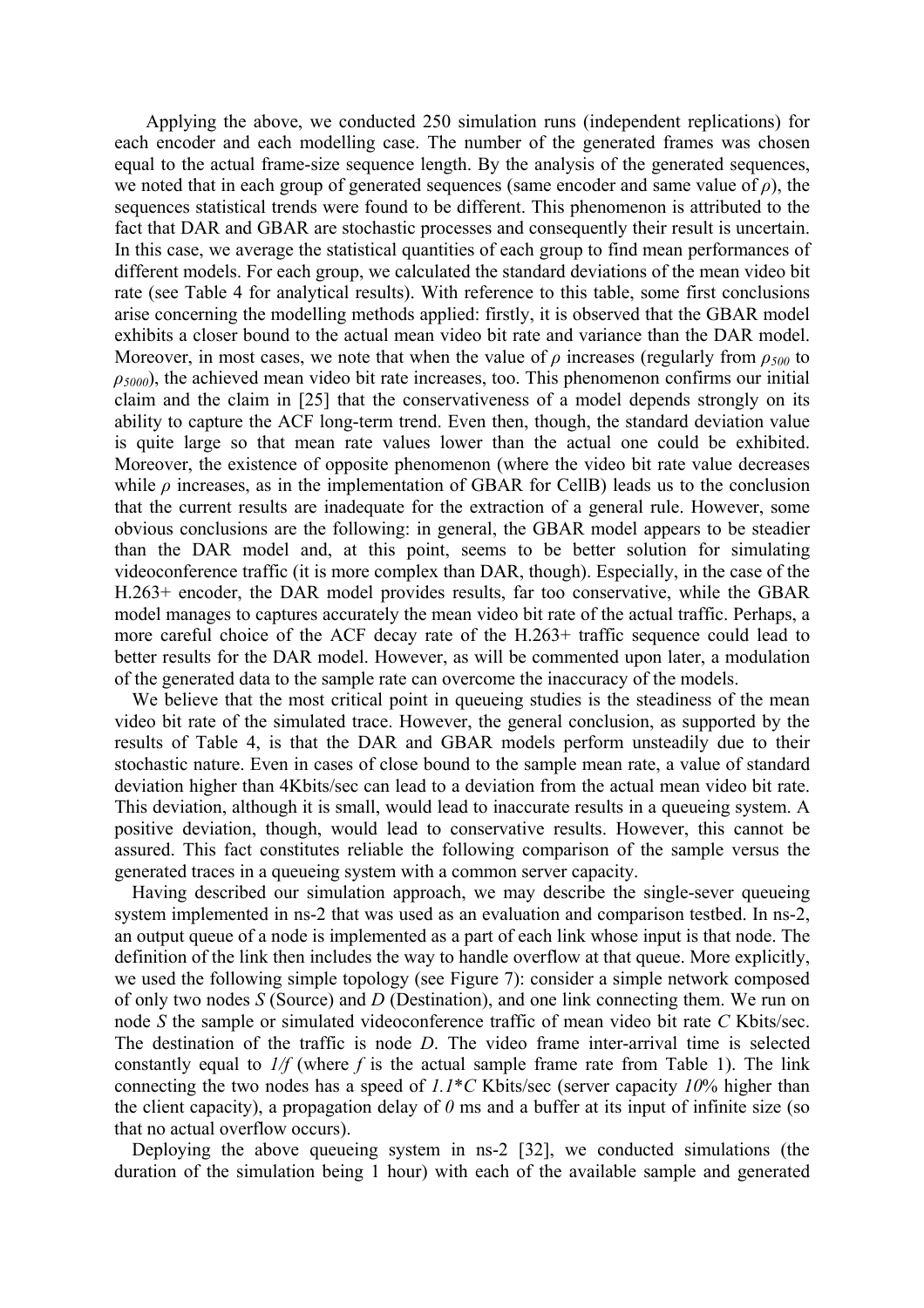Applying the above, we conducted 250 simulation runs (independent replications) for each encoder and each modelling case. The number of the generated frames was chosen equal to the actual frame-size sequence length. By the analysis of the generated sequences, we noted that in each group of generated sequences (same encoder and same value of $\rho$), the sequences statistical trends were found to be different. This phenomenon is attributed to the fact that DAR and GBAR are stochastic processes and consequently their result is uncertain. In this case, we average the statistical quantities of each group to find mean performances of different models. For each group, we calculated the standard deviations of the mean video bit rate (see Table 4 for analytical results). With reference to this table, some first conclusions arise concerning the modelling methods applied: firstly, it is observed that the GBAR model exhibits a closer bound to the actual mean video bit rate and variance than the DAR model. Moreover, in most cases, we note that when the value of $\rho$ increases (regularly from $\rho_{500}$ to $\rho_{5000}$), the achieved mean video bit rate increases, too. This phenomenon confirms our initial claim and the claim in [25] that the conservativeness of a model depends strongly on its ability to capture the ACF long-term trend. Even then, though, the standard deviation value is quite large so that mean rate values lower than the actual one could be exhibited. Moreover, the existence of opposite phenomenon (where the video bit rate value decreases while $\rho$ increases, as in the implementation of GBAR for CellB) leads us to the conclusion that the current results are inadequate for the extraction of a general rule. However, some obvious conclusions are the following: in general, the GBAR model appears to be steadier than the DAR model and, at this point, seems to be better solution for simulating videoconference traffic (it is more complex than DAR, though). Especially, in the case of the H.263+ encoder, the DAR model provides results, far too conservative, while the GBAR model manages to captures accurately the mean video bit rate of the actual traffic. Perhaps, a more careful choice of the ACF decay rate of the H.263+ traffic sequence could lead to better results for the DAR model. However, as will be commented upon later, a modulation of the generated data to the sample rate can overcome the inaccuracy of the models.

We believe that the most critical point in queueing studies is the steadiness of the mean video bit rate of the simulated trace. However, the general conclusion, as supported by the results of Table 4, is that the DAR and GBAR models perform unsteadily due to their stochastic nature. Even in cases of close bound to the sample mean rate, a value of standard deviation higher than 4Kbits/sec can lead to a deviation from the actual mean video bit rate. This deviation, although it is small, would lead to inaccurate results in a queueing system. A positive deviation, though, would lead to conservative results. However, this cannot be assured. This fact constitutes reliable the following comparison of the sample versus the generated traces in a queueing system with a common server capacity.

Having described our simulation approach, we may describe the single-sever queueing system implemented in ns-2 that was used as an evaluation and comparison testbed. In ns-2, an output queue of a node is implemented as a part of each link whose input is that node. The definition of the link then includes the way to handle overflow at that queue. More explicitly, we used the following simple topology (see Figure 7): consider a simple network composed of only two nodes *S* (Source) and *D* (Destination), and one link connecting them. We run on node *S* the sample or simulated videoconference traffic of mean video bit rate *C* Kbits/sec. The destination of the traffic is node *D*. The video frame inter-arrival time is selected constantly equal to $1/f$ (where $f$ is the actual sample frame rate from Table 1). The link connecting the two nodes has a speed of $1.1*C$ Kbits/sec (server capacity *10*% higher than the client capacity), a propagation delay of *0* ms and a buffer at its input of infinite size (so that no actual overflow occurs).

Deploying the above queueing system in ns-2 [32], we conducted simulations (the duration of the simulation being 1 hour) with each of the available sample and generated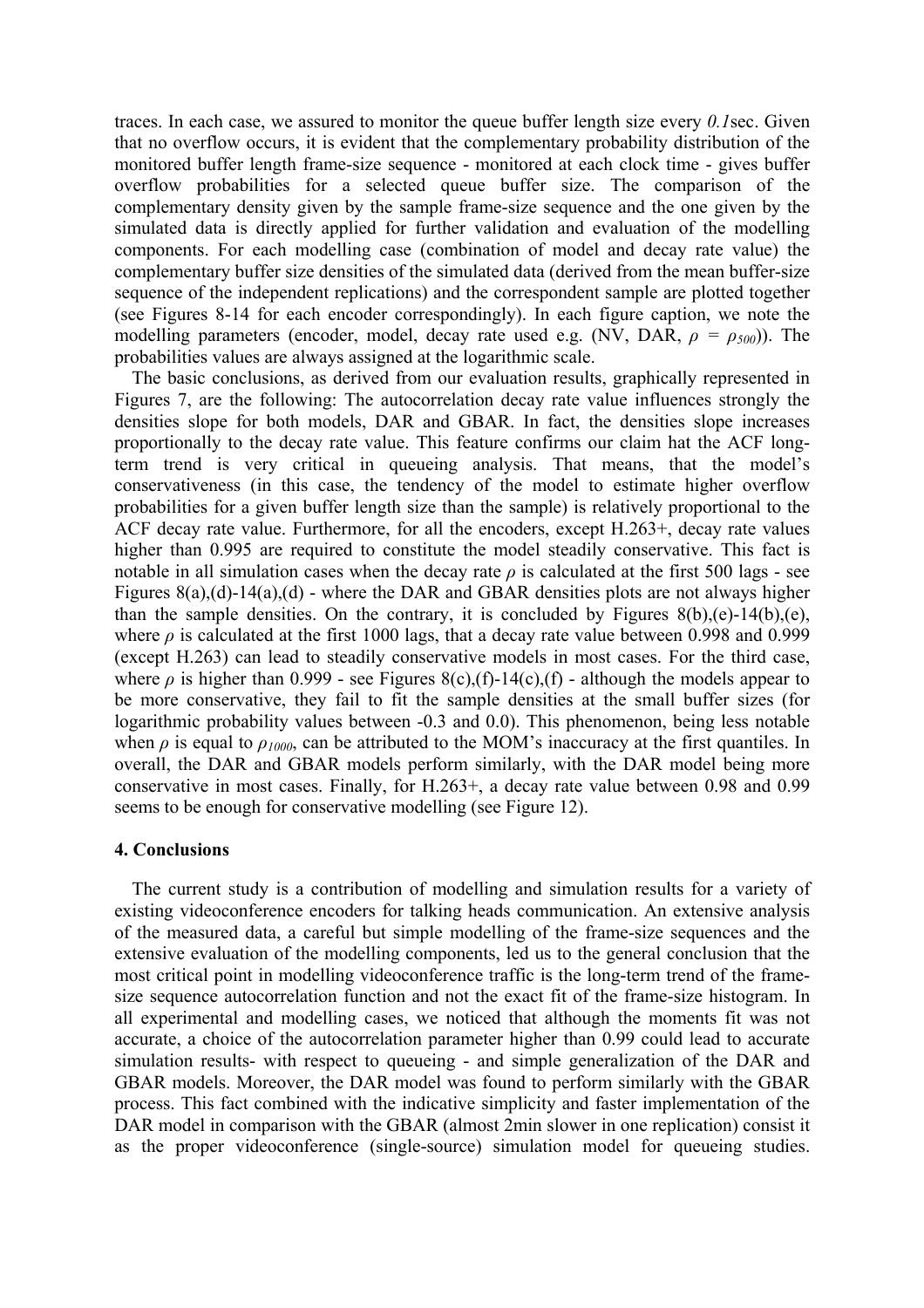traces. In each case, we assured to monitor the queue buffer length size every *0.1*sec. Given that no overflow occurs, it is evident that the complementary probability distribution of the monitored buffer length frame-size sequence - monitored at each clock time - gives buffer overflow probabilities for a selected queue buffer size. The comparison of the complementary density given by the sample frame-size sequence and the one given by the simulated data is directly applied for further validation and evaluation of the modelling components. For each modelling case (combination of model and decay rate value) the complementary buffer size densities of the simulated data (derived from the mean buffer-size sequence of the independent replications) and the correspondent sample are plotted together (see Figures 8-14 for each encoder correspondingly). In each figure caption, we note the modelling parameters (encoder, model, decay rate used e.g. (NV, DAR, $\rho = \rho_{500}$)). The probabilities values are always assigned at the logarithmic scale.

The basic conclusions, as derived from our evaluation results, graphically represented in Figures 7, are the following: The autocorrelation decay rate value influences strongly the densities slope for both models, DAR and GBAR. In fact, the densities slope increases proportionally to the decay rate value. This feature confirms our claim hat the ACF long-term trend is very critical in queueing analysis. That means, that the model's conservativeness (in this case, the tendency of the model to estimate higher overflow probabilities for a given buffer length size than the sample) is relatively proportional to the ACF decay rate value. Furthermore, for all the encoders, except H.263+, decay rate values higher than 0.995 are required to constitute the model steadily conservative. This fact is notable in all simulation cases when the decay rate $\rho$ is calculated at the first 500 lags - see Figures 8(a),(d)-14(a),(d) - where the DAR and GBAR densities plots are not always higher than the sample densities. On the contrary, it is concluded by Figures 8(b),(e)-14(b),(e), where $\rho$ is calculated at the first 1000 lags, that a decay rate value between 0.998 and 0.999 (except H.263) can lead to steadily conservative models in most cases. For the third case, where $\rho$ is higher than 0.999 - see Figures 8(c),(f)-14(c),(f) - although the models appear to be more conservative, they fail to fit the sample densities at the small buffer sizes (for logarithmic probability values between -0.3 and 0.0). This phenomenon, being less notable when $\rho$ is equal to $\rho_{1000}$, can be attributed to the MOM's inaccuracy at the first quantiles. In overall, the DAR and GBAR models perform similarly, with the DAR model being more conservative in most cases. Finally, for H.263+, a decay rate value between 0.98 and 0.99 seems to be enough for conservative modelling (see Figure 12).

## 4. Conclusions

The current study is a contribution of modelling and simulation results for a variety of existing videoconference encoders for talking heads communication. An extensive analysis of the measured data, a careful but simple modelling of the frame-size sequences and the extensive evaluation of the modelling components, led us to the general conclusion that the most critical point in modelling videoconference traffic is the long-term trend of the frame-size sequence autocorrelation function and not the exact fit of the frame-size histogram. In all experimental and modelling cases, we noticed that although the moments fit was not accurate, a choice of the autocorrelation parameter higher than 0.99 could lead to accurate simulation results- with respect to queueing - and simple generalization of the DAR and GBAR models. Moreover, the DAR model was found to perform similarly with the GBAR process. This fact combined with the indicative simplicity and faster implementation of the DAR model in comparison with the GBAR (almost 2min slower in one replication) consist it as the proper videoconference (single-source) simulation model for queueing studies.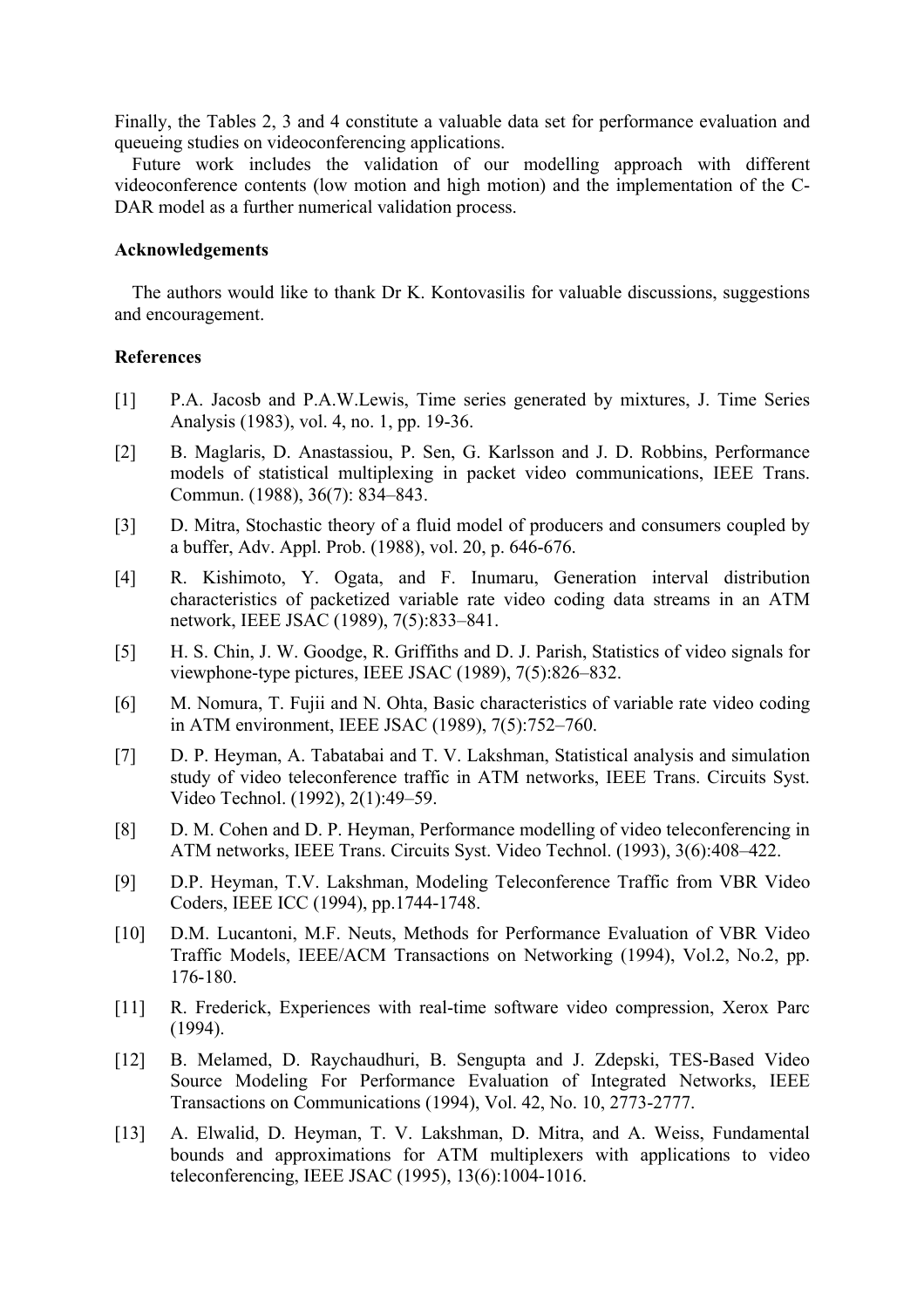Finally, the Tables 2, 3 and 4 constitute a valuable data set for performance evaluation and queueing studies on videoconferencing applications.

Future work includes the validation of our modelling approach with different videoconference contents (low motion and high motion) and the implementation of the C-DAR model as a further numerical validation process.

**Acknowledgements**

The authors would like to thank Dr K. Kontovasilis for valuable discussions, suggestions and encouragement.

**References**

[1] P.A. Jacosb and P.A.W.Lewis, Time series generated by mixtures, J. Time Series Analysis (1983), vol. 4, no. 1, pp. 19-36.

[2] B. Maglaris, D. Anastassiou, P. Sen, G. Karlsson and J. D. Robbins, Performance models of statistical multiplexing in packet video communications, IEEE Trans. Commun. (1988), 36(7): 834–843.

[3] D. Mitra, Stochastic theory of a fluid model of producers and consumers coupled by a buffer, Adv. Appl. Prob. (1988), vol. 20, p. 646-676.

[4] R. Kishimoto, Y. Ogata, and F. Inumaru, Generation interval distribution characteristics of packetized variable rate video coding data streams in an ATM network, IEEE JSAC (1989), 7(5):833–841.

[5] H. S. Chin, J. W. Goodge, R. Griffiths and D. J. Parish, Statistics of video signals for viewphone-type pictures, IEEE JSAC (1989), 7(5):826–832.

[6] M. Nomura, T. Fujii and N. Ohta, Basic characteristics of variable rate video coding in ATM environment, IEEE JSAC (1989), 7(5):752–760.

[7] D. P. Heyman, A. Tabatabai and T. V. Lakshman, Statistical analysis and simulation study of video teleconference traffic in ATM networks, IEEE Trans. Circuits Syst. Video Technol. (1992), 2(1):49–59.

[8] D. M. Cohen and D. P. Heyman, Performance modelling of video teleconferencing in ATM networks, IEEE Trans. Circuits Syst. Video Technol. (1993), 3(6):408–422.

[9] D.P. Heyman, T.V. Lakshman, Modeling Teleconference Traffic from VBR Video Coders, IEEE ICC (1994), pp.1744-1748.

[10] D.M. Lucantoni, M.F. Neuts, Methods for Performance Evaluation of VBR Video Traffic Models, IEEE/ACM Transactions on Networking (1994), Vol.2, No.2, pp. 176-180.

[11] R. Frederick, Experiences with real-time software video compression, Xerox Parc (1994).

[12] B. Melamed, D. Raychaudhuri, B. Sengupta and J. Zdepski, TES-Based Video Source Modeling For Performance Evaluation of Integrated Networks, IEEE Transactions on Communications (1994), Vol. 42, No. 10, 2773-2777.

[13] A. Elwalid, D. Heyman, T. V. Lakshman, D. Mitra, and A. Weiss, Fundamental bounds and approximations for ATM multiplexers with applications to video teleconferencing, IEEE JSAC (1995), 13(6):1004-1016.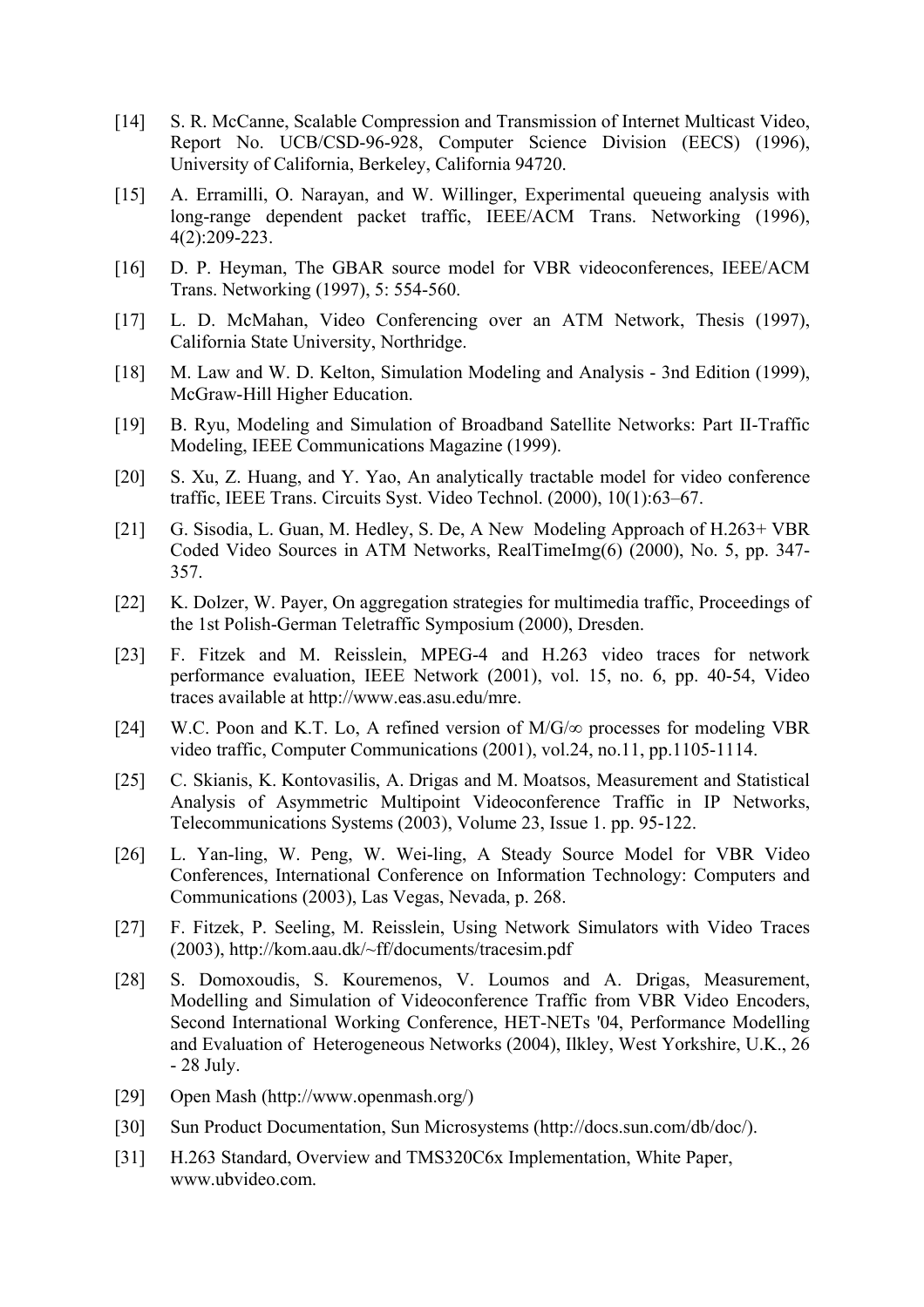[14] S. R. McCanne, Scalable Compression and Transmission of Internet Multicast Video, Report No. UCB/CSD-96-928, Computer Science Division (EECS) (1996), University of California, Berkeley, California 94720.

[15] A. Erramilli, O. Narayan, and W. Willinger, Experimental queueing analysis with long-range dependent packet traffic, IEEE/ACM Trans. Networking (1996), 4(2):209-223.

[16] D. P. Heyman, The GBAR source model for VBR videoconferences, IEEE/ACM Trans. Networking (1997), 5: 554-560.

[17] L. D. McMahan, Video Conferencing over an ATM Network, Thesis (1997), California State University, Northridge.

[18] M. Law and W. D. Kelton, Simulation Modeling and Analysis - 3nd Edition (1999), McGraw-Hill Higher Education.

[19] B. Ryu, Modeling and Simulation of Broadband Satellite Networks: Part II-Traffic Modeling, IEEE Communications Magazine (1999).

[20] S. Xu, Z. Huang, and Y. Yao, An analytically tractable model for video conference traffic, IEEE Trans. Circuits Syst. Video Technol. (2000), 10(1):63–67.

[21] G. Sisodia, L. Guan, M. Hedley, S. De, A New Modeling Approach of H.263+ VBR Coded Video Sources in ATM Networks, RealTimeImg(6) (2000), No. 5, pp. 347-357.

[22] K. Dolzer, W. Payer, On aggregation strategies for multimedia traffic, Proceedings of the 1st Polish-German Teletraffic Symposium (2000), Dresden.

[23] F. Fitzek and M. Reisslein, MPEG-4 and H.263 video traces for network performance evaluation, IEEE Network (2001), vol. 15, no. 6, pp. 40-54, Video traces available at http://www.eas.asu.edu/mre.

[24] W.C. Poon and K.T. Lo, A refined version of M/G/∞ processes for modeling VBR video traffic, Computer Communications (2001), vol.24, no.11, pp.1105-1114.

[25] C. Skianis, K. Kontovasilis, A. Drigas and M. Moatsos, Measurement and Statistical Analysis of Asymmetric Multipoint Videoconference Traffic in IP Networks, Telecommunications Systems (2003), Volume 23, Issue 1. pp. 95-122.

[26] L. Yan-ling, W. Peng, W. Wei-ling, A Steady Source Model for VBR Video Conferences, International Conference on Information Technology: Computers and Communications (2003), Las Vegas, Nevada, p. 268.

[27] F. Fitzek, P. Seeling, M. Reisslein, Using Network Simulators with Video Traces (2003), http://kom.aau.dk/~ff/documents/tracesim.pdf

[28] S. Domoxoudis, S. Kouremenos, V. Loumos and A. Drigas, Measurement, Modelling and Simulation of Videoconference Traffic from VBR Video Encoders, Second International Working Conference, HET-NETs '04, Performance Modelling and Evaluation of Heterogeneous Networks (2004), Ilkley, West Yorkshire, U.K., 26 - 28 July.

[29] Open Mash (http://www.openmash.org/)

[30] Sun Product Documentation, Sun Microsystems (http://docs.sun.com/db/doc/).

[31] H.263 Standard, Overview and TMS320C6x Implementation, White Paper, www.ubvideo.com.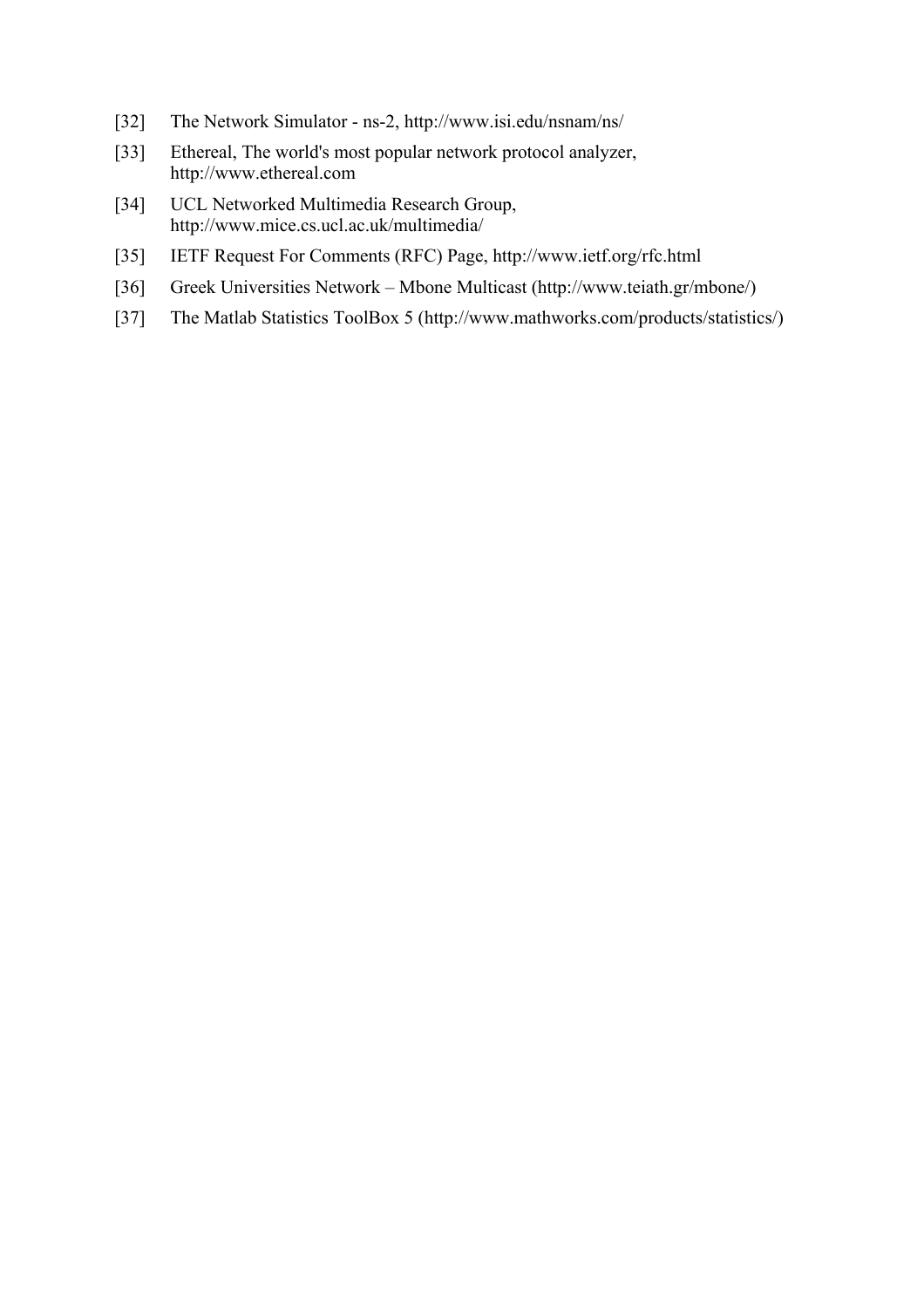[32] The Network Simulator - ns-2, http://www.isi.edu/nsnam/ns/

[33] Ethereal, The world's most popular network protocol analyzer, http://www.ethereal.com

[34] UCL Networked Multimedia Research Group, http://www.mice.cs.ucl.ac.uk/multimedia/

[35] IETF Request For Comments (RFC) Page, http://www.ietf.org/rfc.html

[36] Greek Universities Network – Mbone Multicast (http://www.teiath.gr/mbone/)

[37] The Matlab Statistics ToolBox 5 (http://www.mathworks.com/products/statistics/)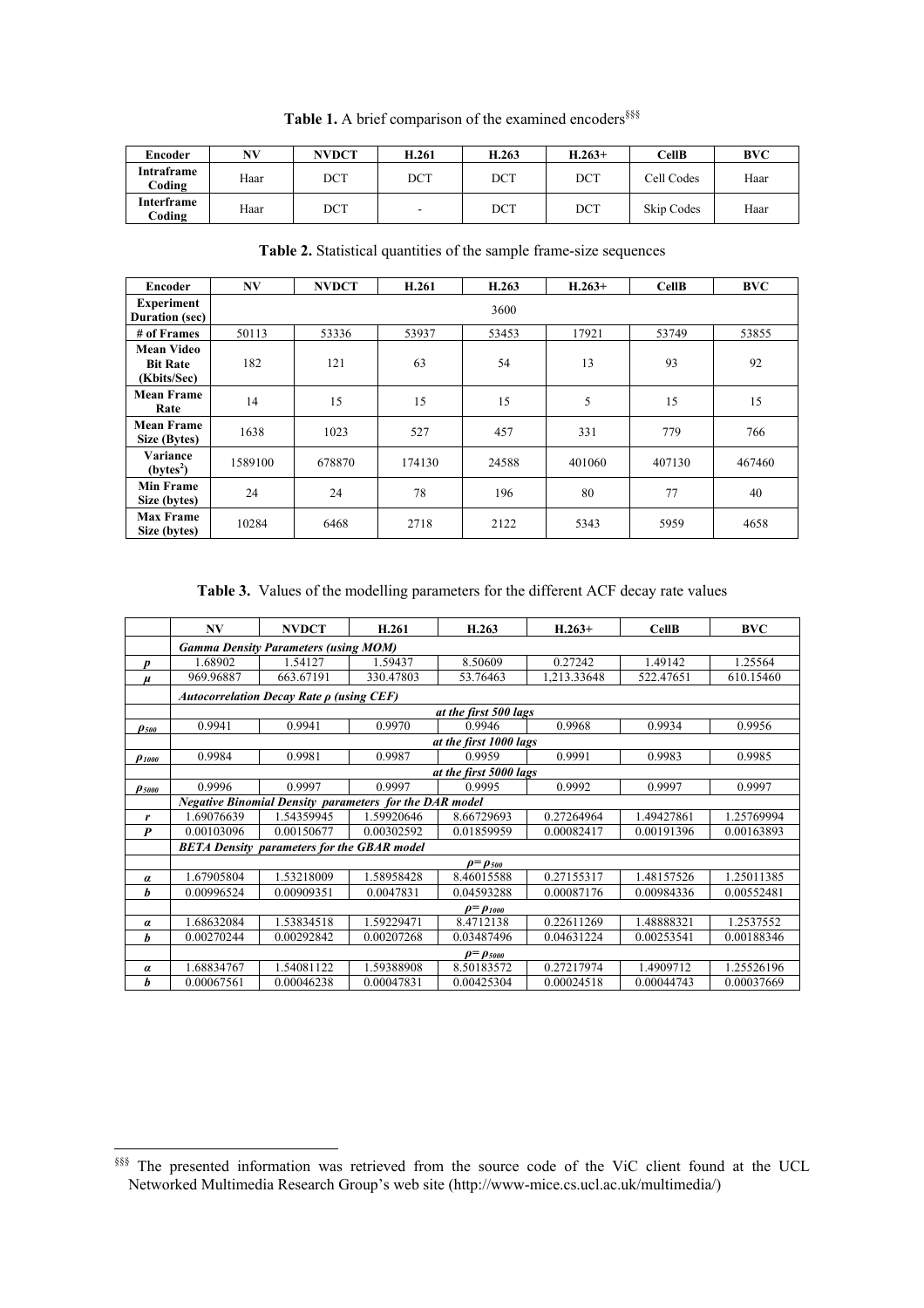**Table 1.** A brief comparison of the examined encoders[§§§]

| Encoder | NV | NVDCT | H.261 | H.263 | H.263+ | CellB | BVC |
|---|---|---|---|---|---|---|---|
| **Intraframe Coding** | Haar | DCT | DCT | DCT | DCT | Cell Codes | Haar |
| **Interframe Coding** | Haar | DCT | - | DCT | DCT | Skip Codes | Haar |

**Table 2.** Statistical quantities of the sample frame-size sequences

| Encoder | NV | NVDCT | H.261 | H.263 | H.263+ | CellB | BVC |
|---|---|---|---|---|---|---|---|
| **Experiment Duration (sec)** | 3600 | | | | | | |
| **# of Frames** | 50113 | 53336 | 53937 | 53453 | 17921 | 53749 | 53855 |
| **Mean Video Bit Rate (Kbits/Sec)** | 182 | 121 | 63 | 54 | 13 | 93 | 92 |
| **Mean Frame Rate** | 14 | 15 | 15 | 15 | 5 | 15 | 15 |
| **Mean Frame Size (Bytes)** | 1638 | 1023 | 527 | 457 | 331 | 779 | 766 |
| **Variance ($bytes^2$)** | 1589100 | 678870 | 174130 | 24588 | 401060 | 407130 | 467460 |
| **Min Frame Size (bytes)** | 24 | 24 | 78 | 196 | 80 | 77 | 40 |
| **Max Frame Size (bytes)** | 10284 | 6468 | 2718 | 2122 | 5343 | 5959 | 4658 |

**Table 3.** Values of the modelling parameters for the different ACF decay rate values

| | NV | NVDCT | H.261 | H.263 | H.263+ | CellB | BVC |
|---|---|---|---|---|---|---|---|
| | ***Gamma Density Parameters (using MOM)*** | | | | | | |
| $p$ | 1.68902 | 1.54127 | 1.59437 | 8.50609 | 0.27242 | 1.49142 | 1.25564 |
| $\mu$ | 969.96887 | 663.67191 | 330.47803 | 53.76463 | 1,213.33648 | 522.47651 | 610.15460 |
| | ***Autocorrelation Decay Rate ρ (using CEF)*** | | | | | | |
| | ***at the first 500 lags*** | | | | | | |
| $\rho_{500}$ | 0.9941 | 0.9941 | 0.9970 | 0.9946 | 0.9968 | 0.9934 | 0.9956 |
| | ***at the first 1000 lags*** | | | | | | |
| $\rho_{1000}$ | 0.9984 | 0.9981 | 0.9987 | 0.9959 | 0.9991 | 0.9983 | 0.9985 |
| | ***at the first 5000 lags*** | | | | | | |
| $\rho_{5000}$ | 0.9996 | 0.9997 | 0.9997 | 0.9995 | 0.9992 | 0.9997 | 0.9997 |
| | ***Negative Binomial Density parameters for the DAR model*** | | | | | | |
| $r$ | 1.69076639 | 1.54359945 | 1.59920646 | 8.66729693 | 0.27264964 | 1.49427861 | 1.25769994 |
| $P$ | 0.00103096 | 0.00150677 | 0.00302592 | 0.01859959 | 0.00082417 | 0.00191396 | 0.00163893 |
| | ***BETA Density parameters for the GBAR model*** | | | | | | |
| | $\rho = \rho_{500}$ | | | | | | |
| $\alpha$ | 1.67905804 | 1.53218009 | 1.58958428 | 8.46015588 | 0.27155317 | 1.48157526 | 1.25011385 |
| $b$ | 0.00996524 | 0.00909351 | 0.0047831 | 0.04593288 | 0.00087176 | 0.00984336 | 0.00552481 |
| | $\rho = \rho_{1000}$ | | | | | | |
| $\alpha$ | 1.68632084 | 1.53834518 | 1.59229471 | 8.4712138 | 0.22611269 | 1.48888321 | 1.2537552 |
| $b$ | 0.00270244 | 0.00292842 | 0.00207268 | 0.03487496 | 0.04631224 | 0.00253541 | 0.00188346 |
| | $\rho = \rho_{5000}$ | | | | | | |
| $\alpha$ | 1.68834767 | 1.54081122 | 1.59388908 | 8.50183572 | 0.27217974 | 1.4909712 | 1.25526196 |
| $b$ | 0.00067561 | 0.00046238 | 0.00047831 | 0.00425304 | 0.00024518 | 0.00044743 | 0.00037669 |

[§§§] The presented information was retrieved from the source code of the ViC client found at the UCL Networked Multimedia Research Group's web site (http://www-mice.cs.ucl.ac.uk/multimedia/)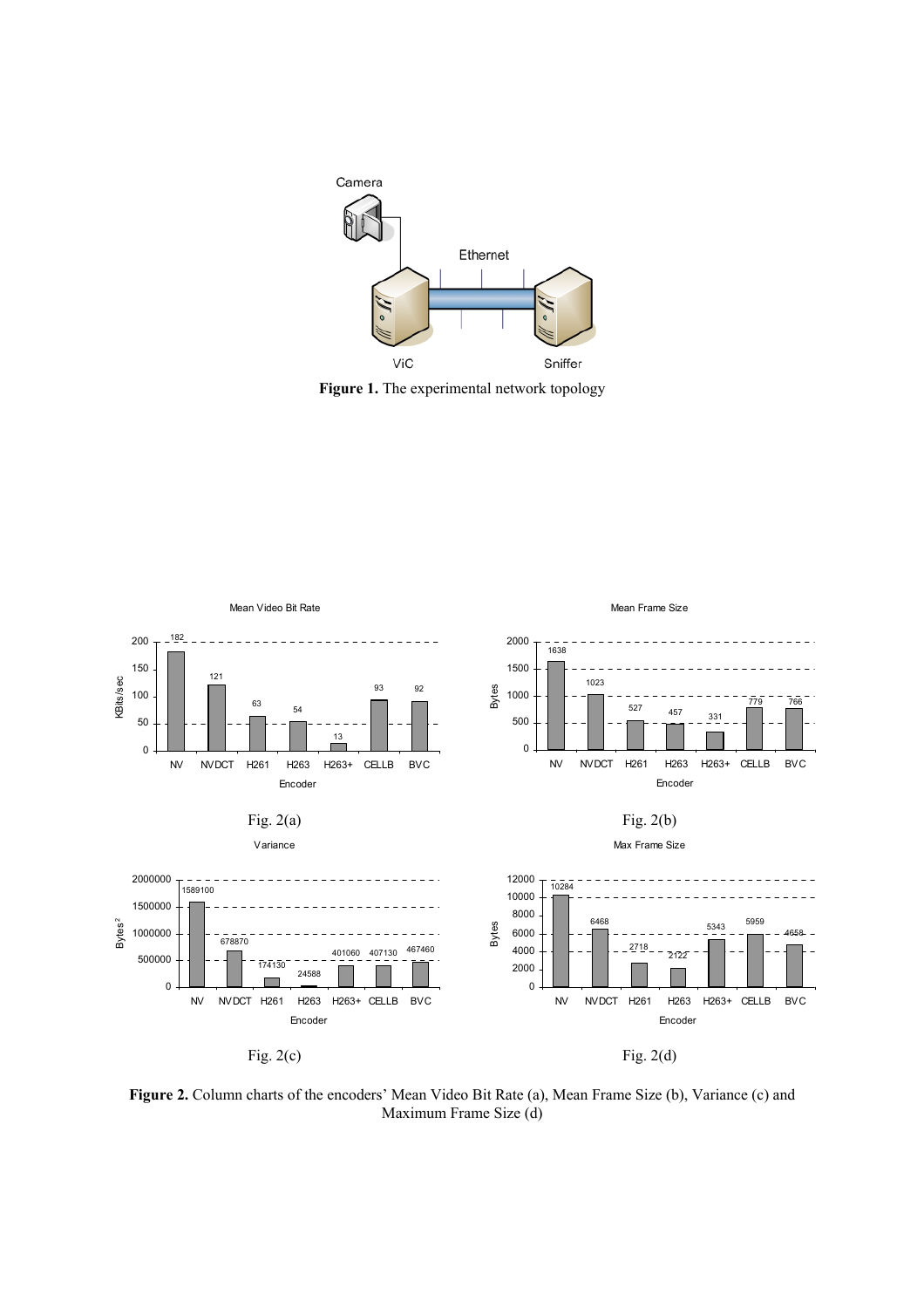**Figure 1.** The experimental network topology

Fig. 2(a)

Fig. 2(b)

Fig. 2(c)

Fig. 2(d)

**Figure 2.** Column charts of the encoders' Mean Video Bit Rate (a), Mean Frame Size (b), Variance (c) and Maximum Frame Size (d)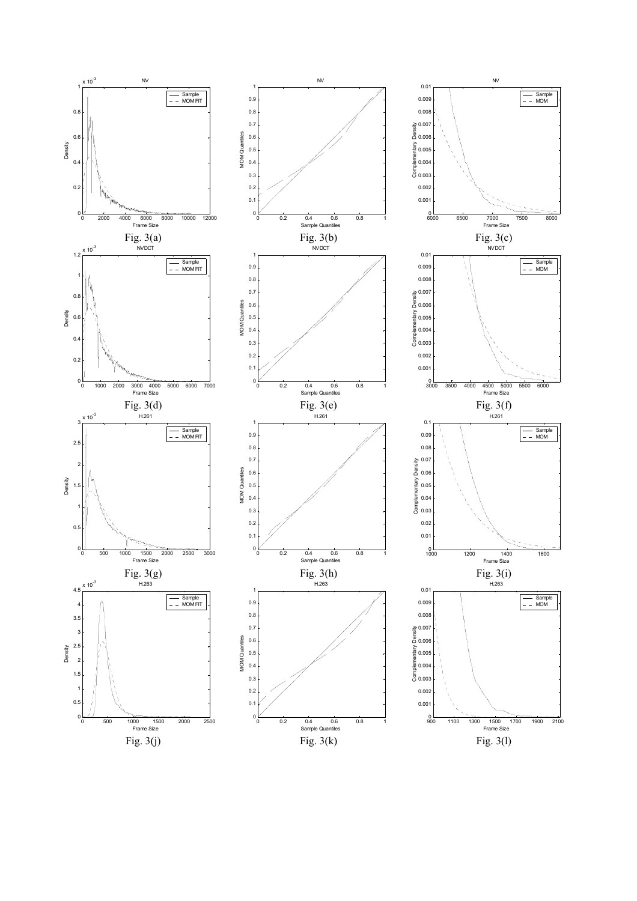Fig. 3(a)

Fig. 3(b)

Fig. 3(c)

Fig. 3(d)

Fig. 3(e)

Fig. 3(f)

Fig. 3(g)

Fig. 3(h)

Fig. 3(i)

Fig. 3(j)

Fig. 3(k)

Fig. 3(l)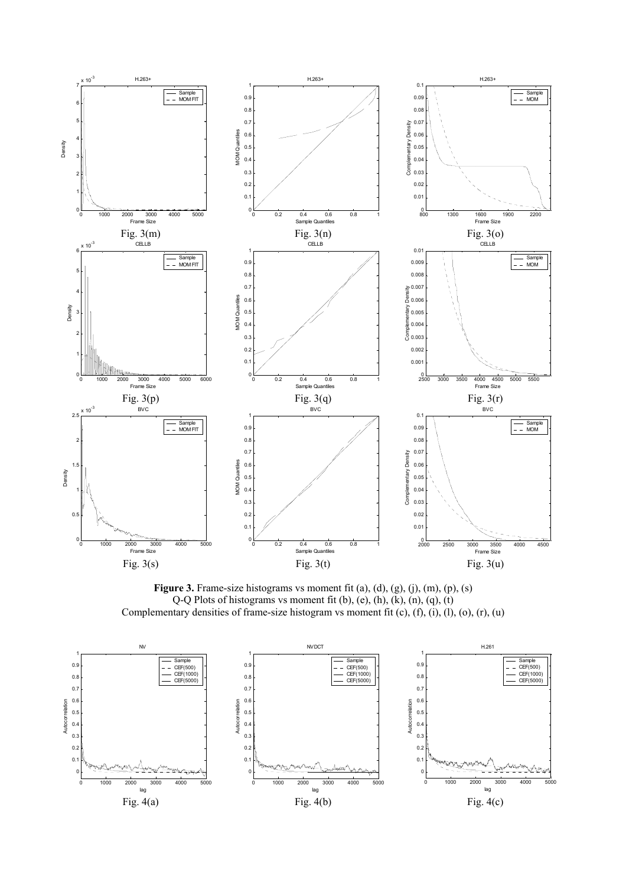Fig. 3(m)

Fig. 3(n)

Fig. 3(o)

Fig. 3(p)

Fig. 3(q)

Fig. 3(r)

Fig. 3(s)

Fig. 3(t)

Fig. 3(u)

**Figure 3.** Frame-size histograms vs moment fit (a), (d), (g), (j), (m), (p), (s)
Q-Q Plots of histograms vs moment fit (b), (e), (h), (k), (n), (q), (t)
Complementary densities of frame-size histogram vs moment fit (c), (f), (i), (l), (o), (r), (u)

Fig. 4(a)

Fig. 4(b)

Fig. 4(c)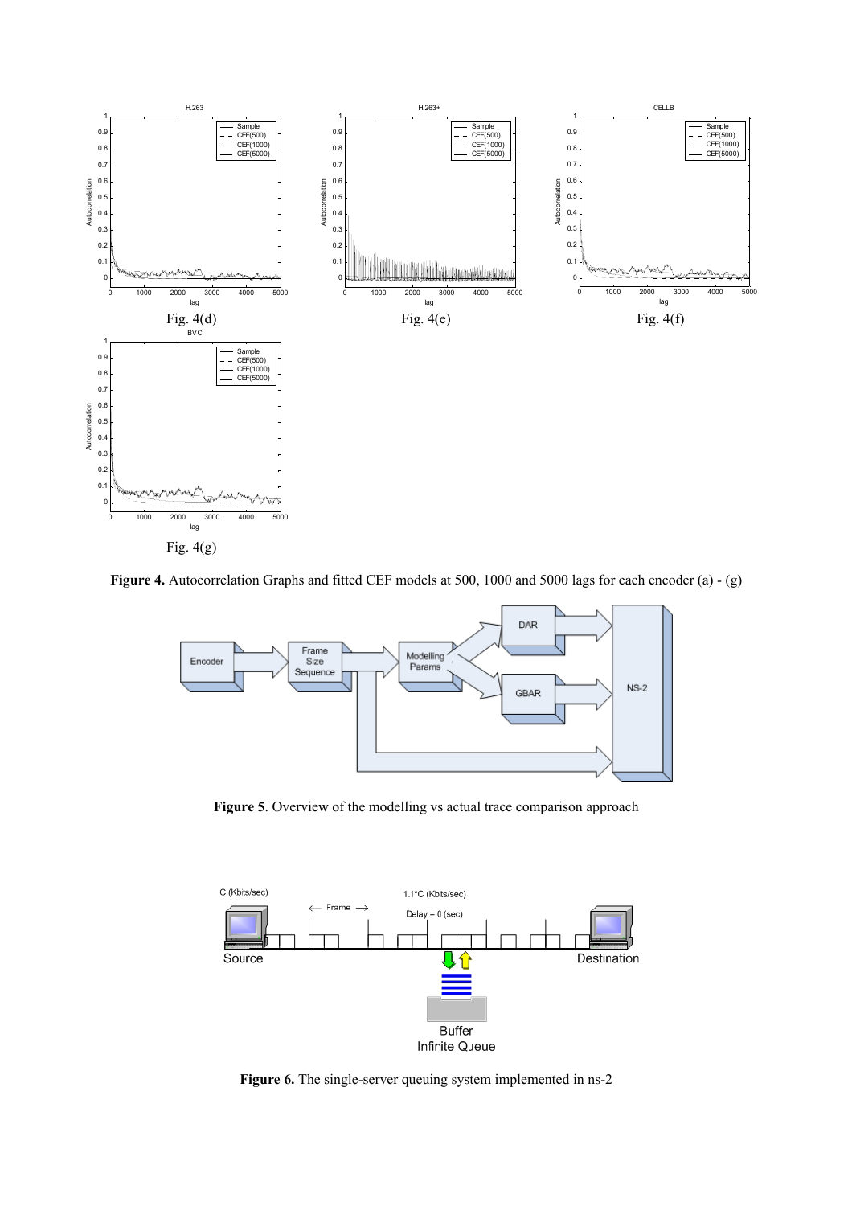Fig. 4(d)

Fig. 4(e)

Fig. 4(f)

Fig. 4(g)

**Figure 4.** Autocorrelation Graphs and fitted CEF models at 500, 1000 and 5000 lags for each encoder (a) - (g)

**Figure 5**. Overview of the modelling vs actual trace comparison approach

**Figure 6.** The single-server queuing system implemented in ns-2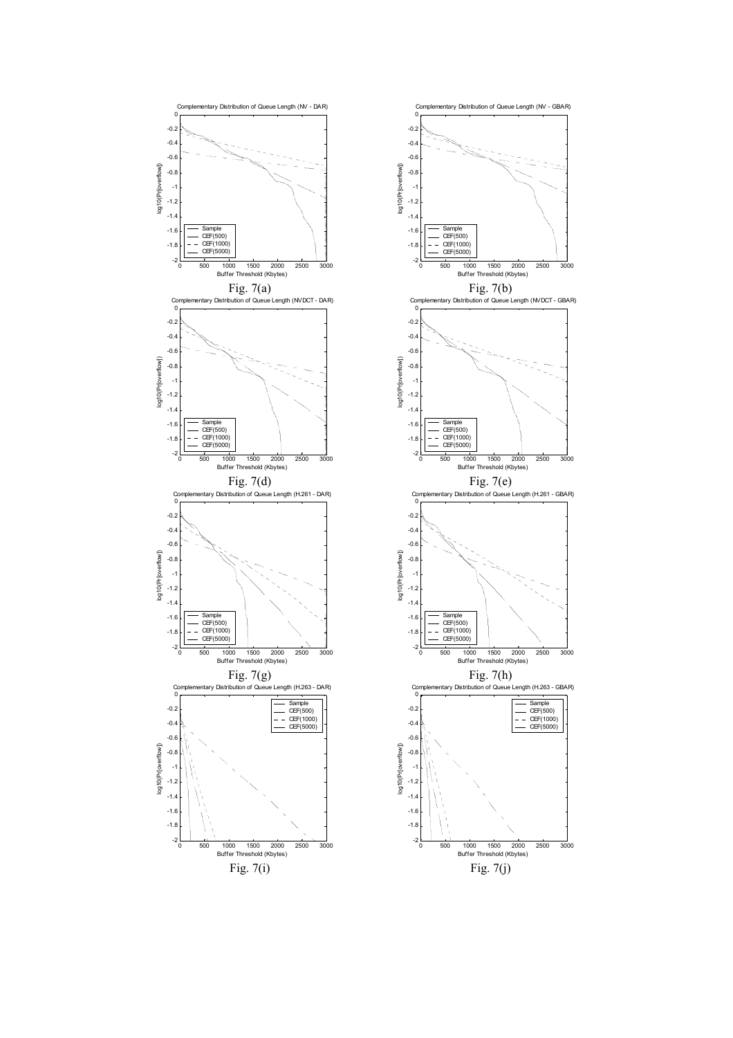Fig. 7(a)

Fig. 7(b)

Fig. 7(d)

Fig. 7(e)

Fig. 7(g)

Fig. 7(h)

Fig. 7(i)

Fig. 7(j)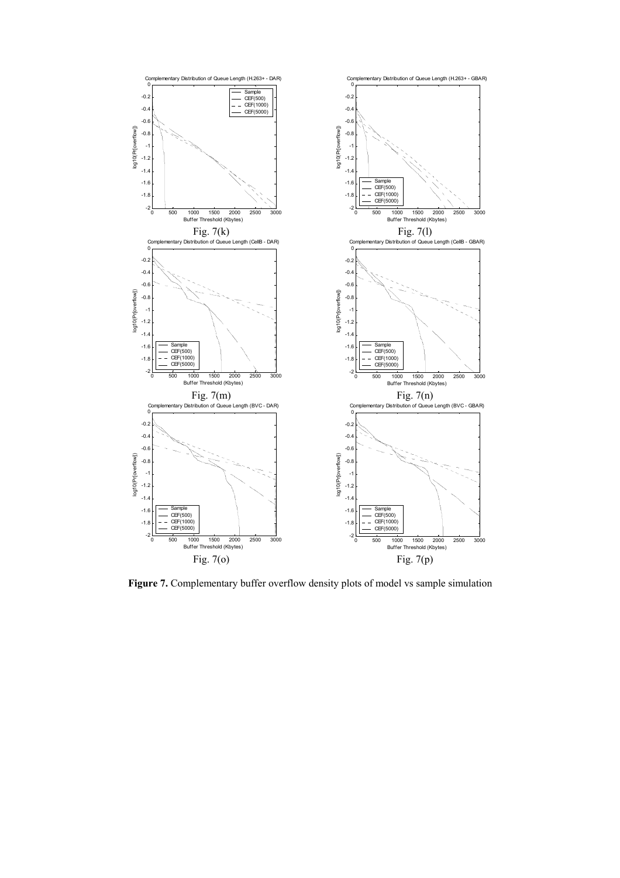Complementary Distribution of Queue Length (H.263+ - DAR)

0
-0.2
-0.4
-0.6
-0.8
-1
-1.2
-1.4
-1.6
-1.8
-2

log10(Pr[overflow])

0 500 1000 1500 2000 2500 3000

Buffer Threshold (Kbytes)

Sample
CEF(500)
CEF(1000)
CEF(5000)

Fig. 7(k)

Complementary Distribution of Queue Length (H.263+ - GBAR)

0
-0.2
-0.4
-0.6
-0.8
-1
-1.2
-1.4
-1.6
-1.8
-2

log10(Pr[overflow])

0 500 1000 1500 2000 2500 3000

Buffer Threshold (Kbytes)

Sample
CEF(500)
CEF(1000)
CEF(5000)

Fig. 7(l)

Complementary Distribution of Queue Length (CellB - DAR)

0
-0.2
-0.4
-0.6
-0.8
-1
-1.2
-1.4
-1.6
-1.8
-2

log10(Pr[overflow])

0 500 1000 1500 2000 2500 3000

Buffer Threshold (Kbytes)

Sample
CEF(500)
CEF(1000)
CEF(5000)

Fig. 7(m)

Complementary Distribution of Queue Length (CellB - GBAR)

0
-0.2
-0.4
-0.6
-0.8
-1
-1.2
-1.4
-1.6
-1.8
-2

log10(Pr[overflow])

0 500 1000 1500 2000 2500 3000

Buffer Threshold (Kbytes)

Sample
CEF(500)
CEF(1000)
CEF(5000)

Fig. 7(n)

Complementary Distribution of Queue Length (BVC - DAR)

0
-0.2
-0.4
-0.6
-0.8
-1
-1.2
-1.4
-1.6
-1.8
-2

log10(Pr[overflow])

0 500 1000 1500 2000 2500 3000

Buffer Threshold (Kbytes)

Sample
CEF(500)
CEF(1000)
CEF(5000)

Fig. 7(o)

Complementary Distribution of Queue Length (BVC - GBAR)

0
-0.2
-0.4
-0.6
-0.8
-1
-1.2
-1.4
-1.6
-1.8
-2

log10(Pr[overflow])

0 500 1000 1500 2000 2500 3000

Buffer Threshold (Kbytes)

Sample
CEF(500)
CEF(1000)
CEF(5000)

Fig. 7(p)

**Figure 7.** Complementary buffer overflow density plots of model vs sample simulation